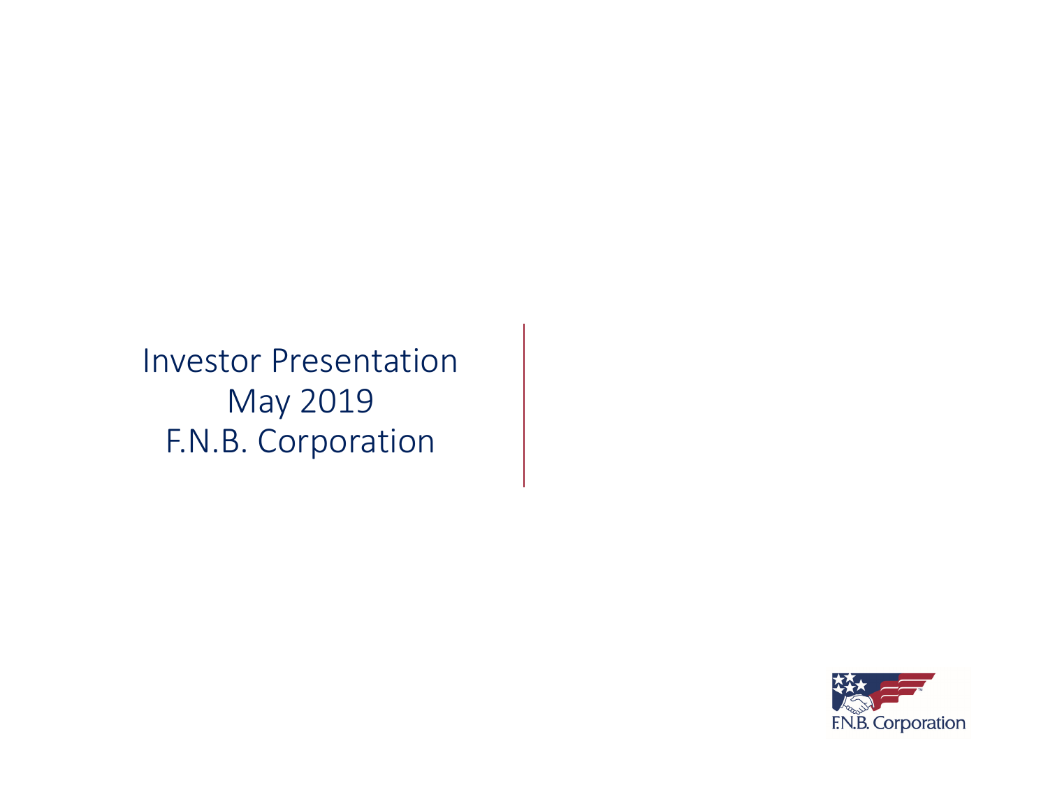# Investor Presentation
## May 2019
## F.N.B. Corporation

F.N.B. Corporation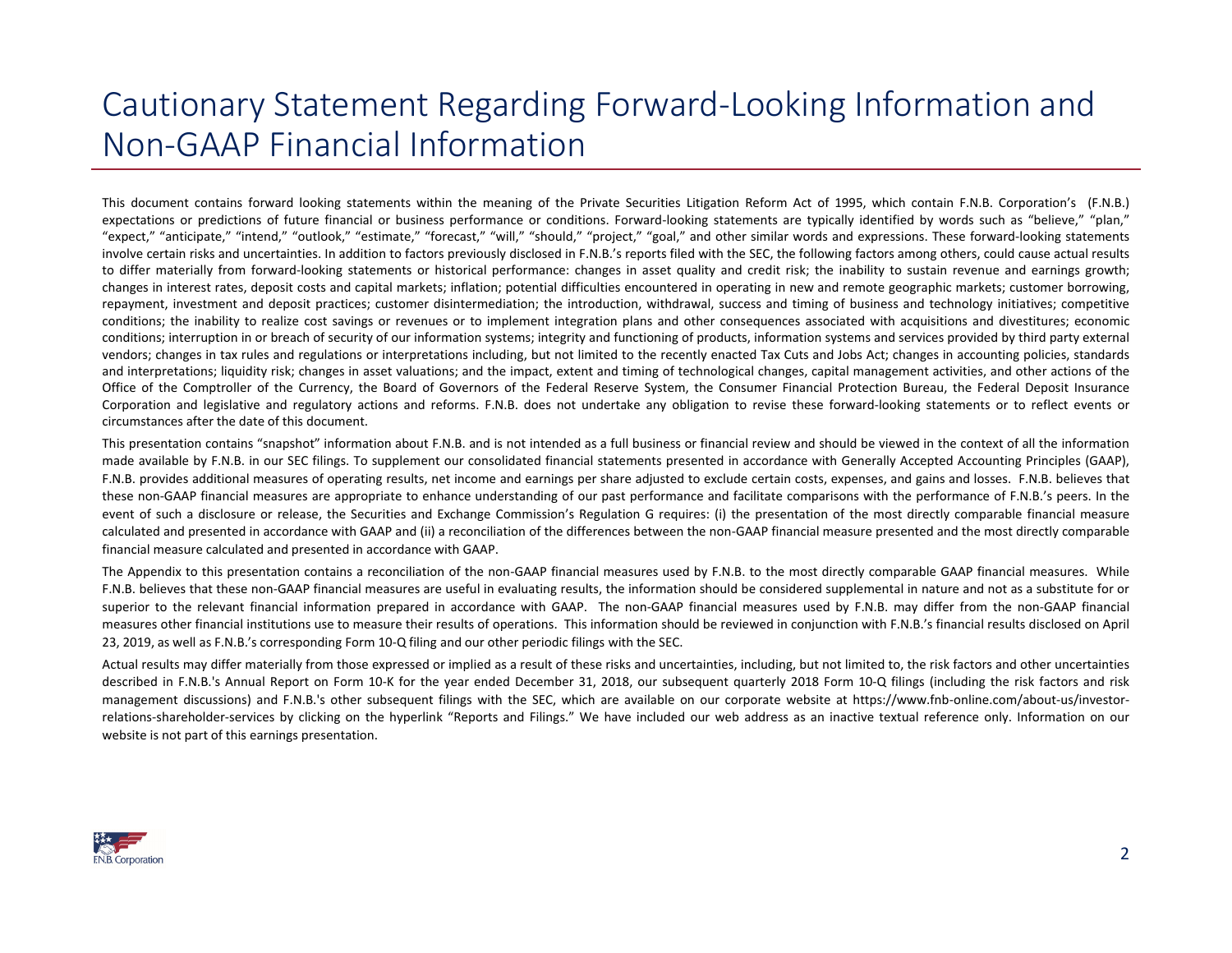# Cautionary Statement Regarding Forward-Looking Information and Non-GAAP Financial Information

This document contains forward looking statements within the meaning of the Private Securities Litigation Reform Act of 1995, which contain F.N.B. Corporation's (F.N.B.) expectations or predictions of future financial or business performance or conditions. Forward-looking statements are typically identified by words such as "believe," "plan," "expect," "anticipate," "intend," "outlook," "estimate," "forecast," "will," "should," "project," "goal," and other similar words and expressions. These forward-looking statements involve certain risks and uncertainties. In addition to factors previously disclosed in F.N.B.'s reports filed with the SEC, the following factors among others, could cause actual results to differ materially from forward-looking statements or historical performance: changes in asset quality and credit risk; the inability to sustain revenue and earnings growth; changes in interest rates, deposit costs and capital markets; inflation; potential difficulties encountered in operating in new and remote geographic markets; customer borrowing, repayment, investment and deposit practices; customer disintermediation; the introduction, withdrawal, success and timing of business and technology initiatives; competitive conditions; the inability to realize cost savings or revenues or to implement integration plans and other consequences associated with acquisitions and divestitures; economic conditions; interruption in or breach of security of our information systems; integrity and functioning of products, information systems and services provided by third party external vendors; changes in tax rules and regulations or interpretations including, but not limited to the recently enacted Tax Cuts and Jobs Act; changes in accounting policies, standards and interpretations; liquidity risk; changes in asset valuations; and the impact, extent and timing of technological changes, capital management activities, and other actions of the Office of the Comptroller of the Currency, the Board of Governors of the Federal Reserve System, the Consumer Financial Protection Bureau, the Federal Deposit Insurance Corporation and legislative and regulatory actions and reforms. F.N.B. does not undertake any obligation to revise these forward-looking statements or to reflect events or circumstances after the date of this document.

This presentation contains "snapshot" information about F.N.B. and is not intended as a full business or financial review and should be viewed in the context of all the information made available by F.N.B. in our SEC filings. To supplement our consolidated financial statements presented in accordance with Generally Accepted Accounting Principles (GAAP), F.N.B. provides additional measures of operating results, net income and earnings per share adjusted to exclude certain costs, expenses, and gains and losses. F.N.B. believes that these non-GAAP financial measures are appropriate to enhance understanding of our past performance and facilitate comparisons with the performance of F.N.B.'s peers. In the event of such a disclosure or release, the Securities and Exchange Commission's Regulation G requires: (i) the presentation of the most directly comparable financial measure calculated and presented in accordance with GAAP and (ii) a reconciliation of the differences between the non-GAAP financial measure presented and the most directly comparable financial measure calculated and presented in accordance with GAAP.

The Appendix to this presentation contains a reconciliation of the non-GAAP financial measures used by F.N.B. to the most directly comparable GAAP financial measures. While F.N.B. believes that these non-GAAP financial measures are useful in evaluating results, the information should be considered supplemental in nature and not as a substitute for or superior to the relevant financial information prepared in accordance with GAAP. The non-GAAP financial measures used by F.N.B. may differ from the non-GAAP financial measures other financial institutions use to measure their results of operations. This information should be reviewed in conjunction with F.N.B.'s financial results disclosed on April 23, 2019, as well as F.N.B.'s corresponding Form 10-Q filing and our other periodic filings with the SEC.

Actual results may differ materially from those expressed or implied as a result of these risks and uncertainties, including, but not limited to, the risk factors and other uncertainties described in F.N.B.'s Annual Report on Form 10-K for the year ended December 31, 2018, our subsequent quarterly 2018 Form 10-Q filings (including the risk factors and risk management discussions) and F.N.B.'s other subsequent filings with the SEC, which are available on our corporate website at https://www.fnb-online.com/about-us/investor-relations-shareholder-services by clicking on the hyperlink "Reports and Filings." We have included our web address as an inactive textual reference only. Information on our website is not part of this earnings presentation.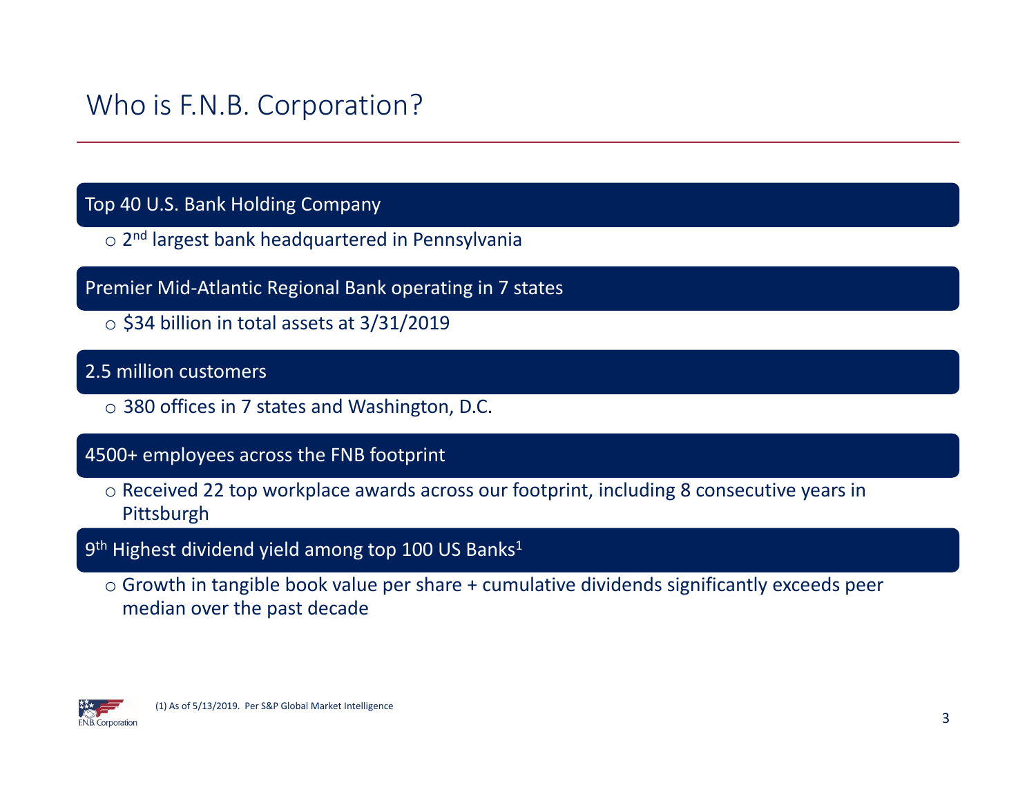# Who is F.N.B. Corporation?

**Top 40 U.S. Bank Holding Company**

- 2nd largest bank headquartered in Pennsylvania

**Premier Mid-Atlantic Regional Bank operating in 7 states**

- $34 billion in total assets at 3/31/2019

**2.5 million customers**

- 380 offices in 7 states and Washington, D.C.

**4500+ employees across the FNB footprint**

- Received 22 top workplace awards across our footprint, including 8 consecutive years in Pittsburgh

**9th Highest dividend yield among top 100 US Banks[1]**

- Growth in tangible book value per share + cumulative dividends significantly exceeds peer median over the past decade

(1) As of 5/13/2019. Per S&P Global Market Intelligence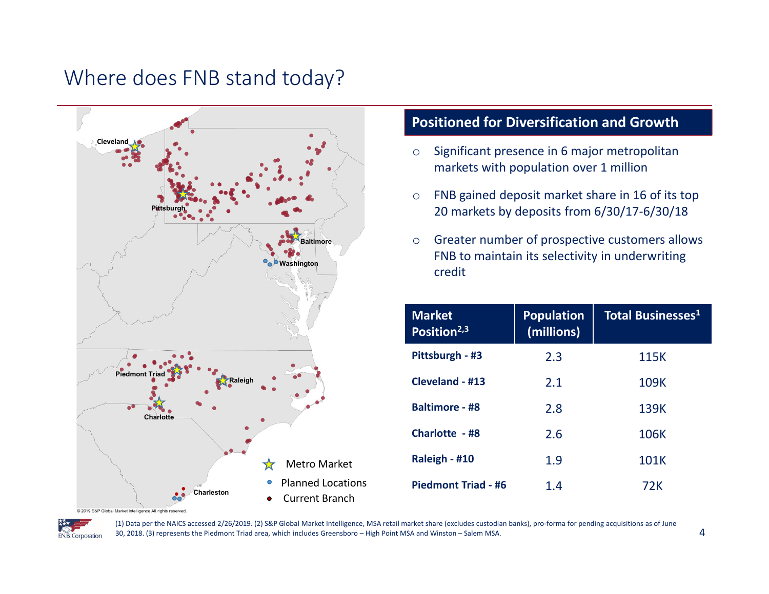# Where does FNB stand today?

Cleveland

Pittsburgh

Baltimore

Washington

Piedmont Triad

Raleigh

Charlotte

Charleston

Metro Market

Planned Locations

Current Branch

© 2019 S&P Global Market Intelligence All rights reserved.

## Positioned for Diversification and Growth

- Significant presence in 6 major metropolitan markets with population over 1 million
- FNB gained deposit market share in 16 of its top 20 markets by deposits from 6/30/17-6/30/18
- Greater number of prospective customers allows FNB to maintain its selectivity in underwriting credit

| Market Position[2,3] | Population (millions) | Total Businesses[1] |
|---|---|---|
| **Pittsburgh - #3** | 2.3 | 115K |
| **Cleveland - #13** | 2.1 | 109K |
| **Baltimore - #8** | 2.8 | 139K |
| **Charlotte - #8** | 2.6 | 106K |
| **Raleigh - #10** | 1.9 | 101K |
| **Piedmont Triad - #6** | 1.4 | 72K |

(1) Data per the NAICS accessed 2/26/2019. (2) S&P Global Market Intelligence, MSA retail market share (excludes custodian banks), pro-forma for pending acquisitions as of June 30, 2018. (3) represents the Piedmont Triad area, which includes Greensboro – High Point MSA and Winston – Salem MSA.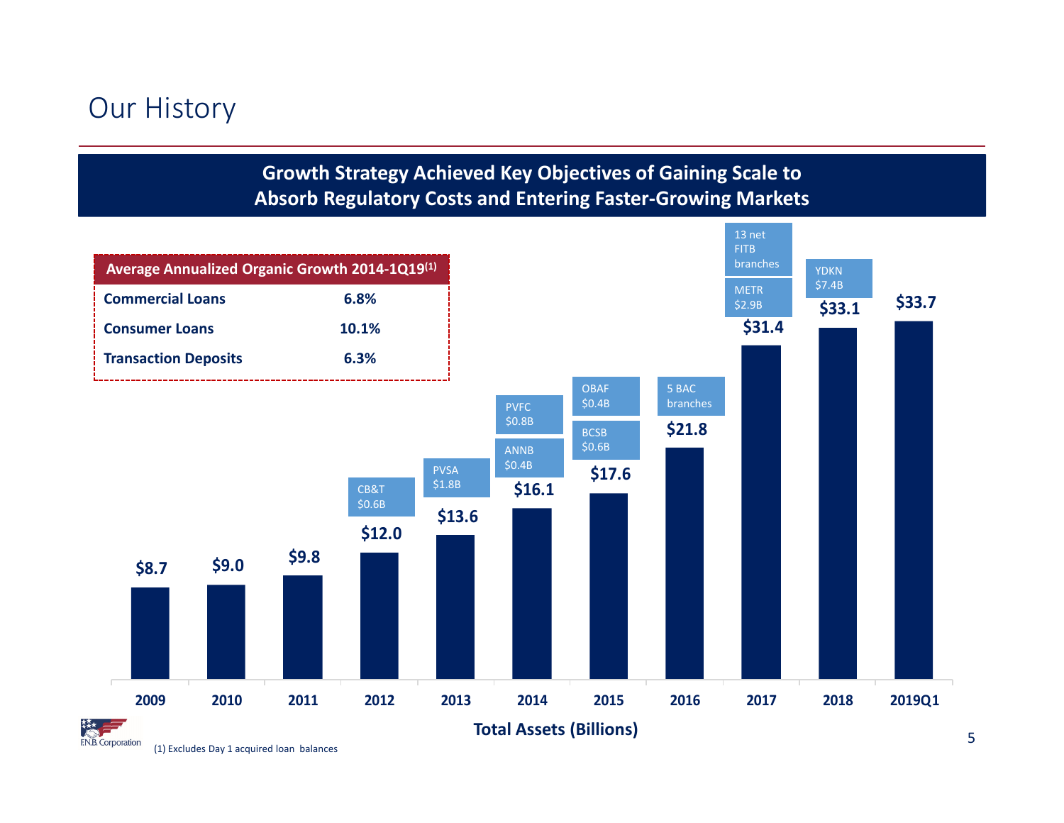# Our History

## Growth Strategy Achieved Key Objectives of Gaining Scale to Absorb Regulatory Costs and Entering Faster-Growing Markets

| Average Annualized Organic Growth 2014-1Q19(1) | |
|---|---|
| **Commercial Loans** | **6.8%** |
| **Consumer Loans** | **10.1%** |
| **Transaction Deposits** | **6.3%** |

**Total Assets (Billions)**

| Year | Total Assets | Acquisitions |
|---|---|---|
| 2009 | $8.7 | |
| 2010 | $9.0 | |
| 2011 | $9.8 | |
| 2012 | $12.0 | CB&T $0.6B |
| 2013 | $13.6 | PVSA $1.8B |
| 2014 | $16.1 | ANNB $0.4B; PVFC $0.8B |
| 2015 | $17.6 | BCSB $0.6B; OBAF $0.4B |
| 2016 | $21.8 | 5 BAC branches |
| 2017 | $31.4 | METR $2.9B; 13 net FITB branches |
| 2018 | $33.1 | YDKN $7.4B |
| 2019Q1 | $33.7 | |

(1) Excludes Day 1 acquired loan balances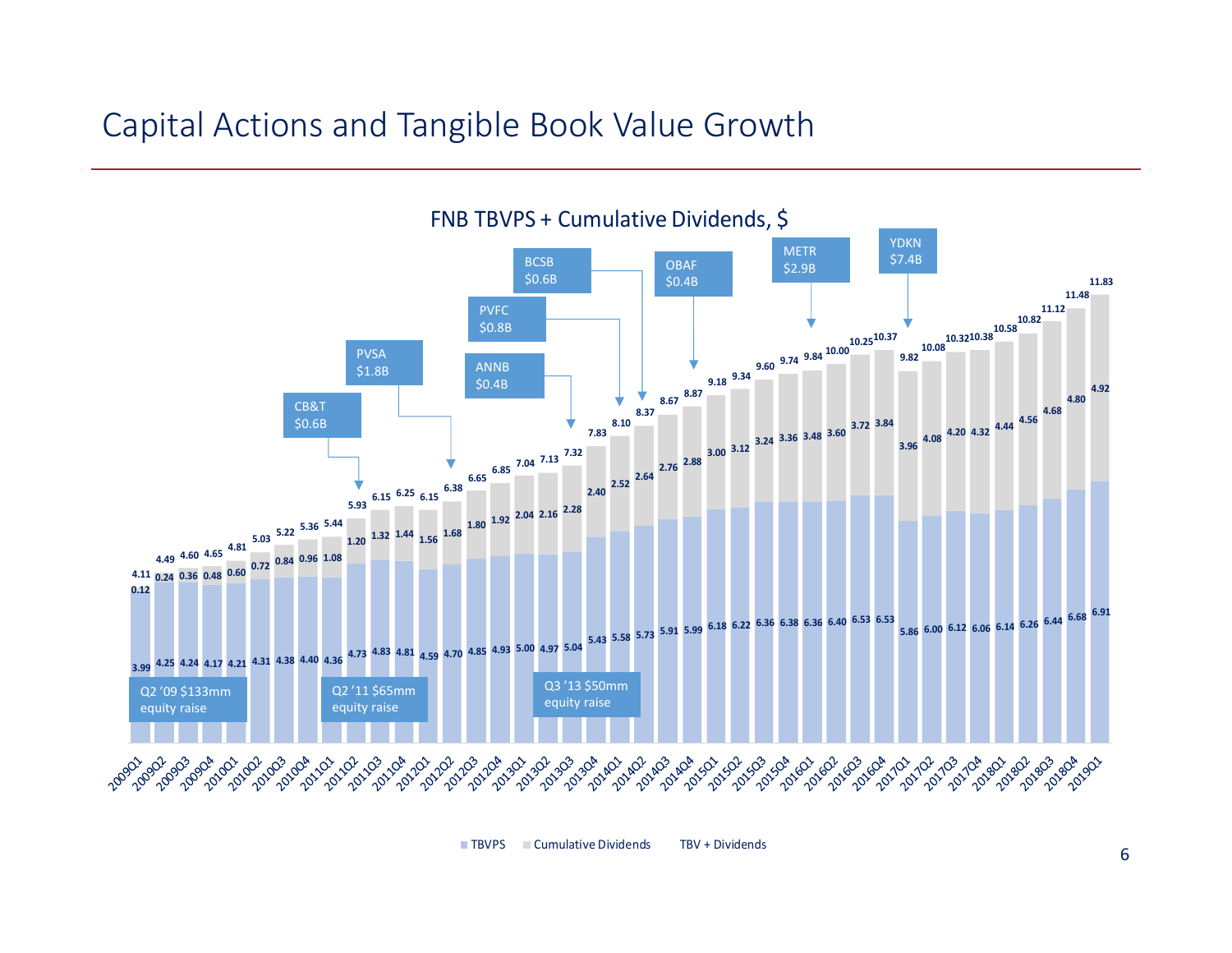# Capital Actions and Tangible Book Value Growth

## FNB TBVPS + Cumulative Dividends, $

| Quarter | TBVPS | Cumulative Dividends | TBV + Dividends |
|---|---|---|---|
| 2009Q1 | 3.99 | 0.12 | 4.11 |
| 2009Q2 | 4.25 | 0.24 | 4.49 |
| 2009Q3 | 4.24 | 0.36 | 4.60 |
| 2009Q4 | 4.17 | 0.48 | 4.65 |
| 2010Q1 | 4.21 | 0.60 | 4.81 |
| 2010Q2 | 4.31 | 0.72 | 5.03 |
| 2010Q3 | 4.38 | 0.84 | 5.22 |
| 2010Q4 | 4.40 | 0.96 | 5.36 |
| 2011Q1 | 4.36 | 1.08 | 5.44 |
| 2011Q2 | 4.73 | 1.20 | 5.93 |
| 2011Q3 | 4.83 | 1.32 | 6.15 |
| 2011Q4 | 4.81 | 1.44 | 6.25 |
| 2012Q1 | 4.59 | 1.56 | 6.15 |
| 2012Q2 | 4.70 | 1.68 | 6.38 |
| 2012Q3 | 4.85 | 1.80 | 6.65 |
| 2012Q4 | 4.93 | 1.92 | 6.85 |
| 2013Q1 | 5.00 | 2.04 | 7.04 |
| 2013Q2 | 4.97 | 2.16 | 7.13 |
| 2013Q3 | 5.04 | 2.28 | 7.32 |
| 2013Q4 | 5.43 | 2.40 | 7.83 |
| 2014Q1 | 5.58 | 2.52 | 8.10 |
| 2014Q2 | 5.73 | 2.64 | 8.37 |
| 2014Q3 | 5.91 | 2.76 | 8.67 |
| 2014Q4 | 5.99 | 2.88 | 8.87 |
| 2015Q1 | 6.18 | 3.00 | 9.18 |
| 2015Q2 | 6.22 | 3.12 | 9.34 |
| 2015Q3 | 6.36 | 3.24 | 9.60 |
| 2015Q4 | 6.38 | 3.36 | 9.74 |
| 2016Q1 | 6.36 | 3.48 | 9.84 |
| 2016Q2 | 6.40 | 3.60 | 10.00 |
| 2016Q3 | 6.53 | 3.72 | 10.25 |
| 2016Q4 | 6.53 | 3.84 | 10.37 |
| 2017Q1 | 5.86 | 3.96 | 9.82 |
| 2017Q2 | 6.00 | 4.08 | 10.08 |
| 2017Q3 | 6.12 | 4.20 | 10.32 |
| 2017Q4 | 6.06 | 4.32 | 10.38 |
| 2018Q1 | 6.14 | 4.44 | 10.58 |
| 2018Q2 | 6.26 | 4.56 | 10.82 |
| 2018Q3 | 6.44 | 4.68 | 11.12 |
| 2018Q4 | 6.68 | 4.80 | 11.48 |
| 2019Q1 | 6.91 | 4.92 | 11.83 |

Capital actions:
- Q2 '09 $133mm equity raise
- Q2 '11 $65mm equity raise
- Q3 '13 $50mm equity raise

Acquisitions:
- CB&T $0.6B (2011Q2)
- PVSA $1.8B (2012Q2)
- ANNB $0.4B (2013Q3)
- PVFC $0.8B (2014Q1)
- BCSB $0.6B (2014Q2)
- OBAF $0.4B (2014Q4)
- METR $2.9B (2016Q1)
- YDKN $7.4B (2017Q1)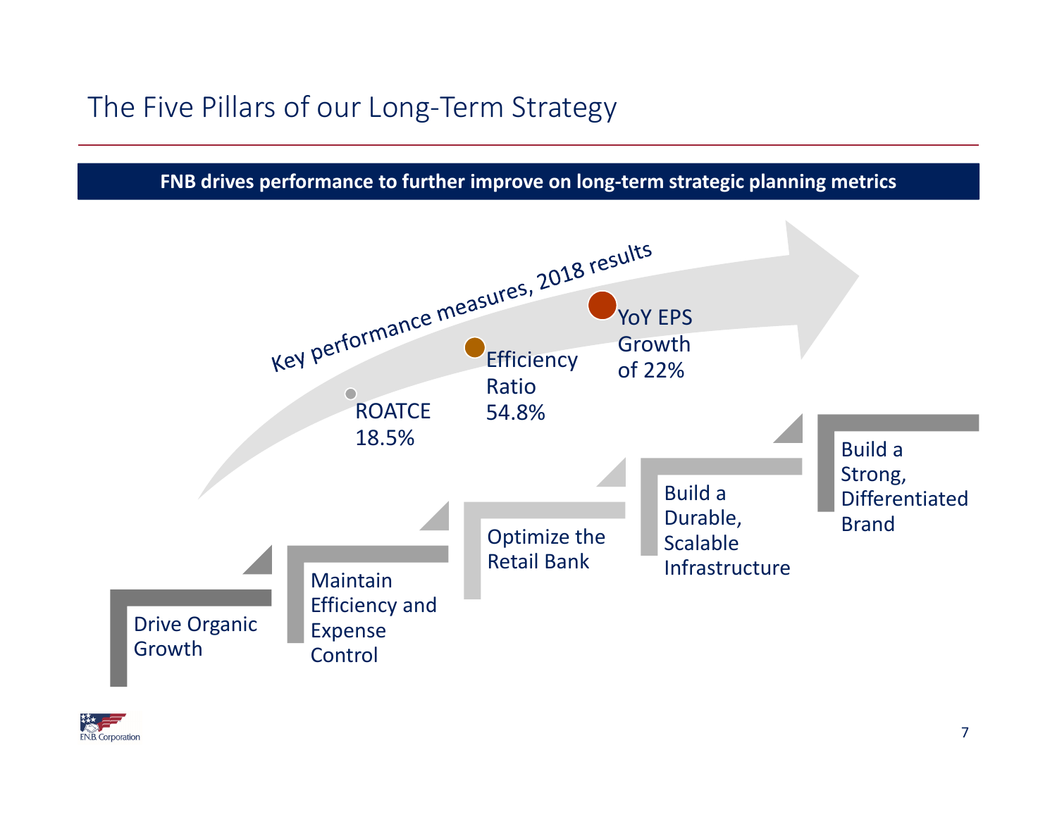# The Five Pillars of our Long-Term Strategy

**FNB drives performance to further improve on long-term strategic planning metrics**

Key performance measures, 2018 results

- ROATCE 18.5%
- Efficiency Ratio 54.8%
- YoY EPS Growth of 22%

1. Drive Organic Growth
2. Maintain Efficiency and Expense Control
3. Optimize the Retail Bank
4. Build a Durable, Scalable Infrastructure
5. Build a Strong, Differentiated Brand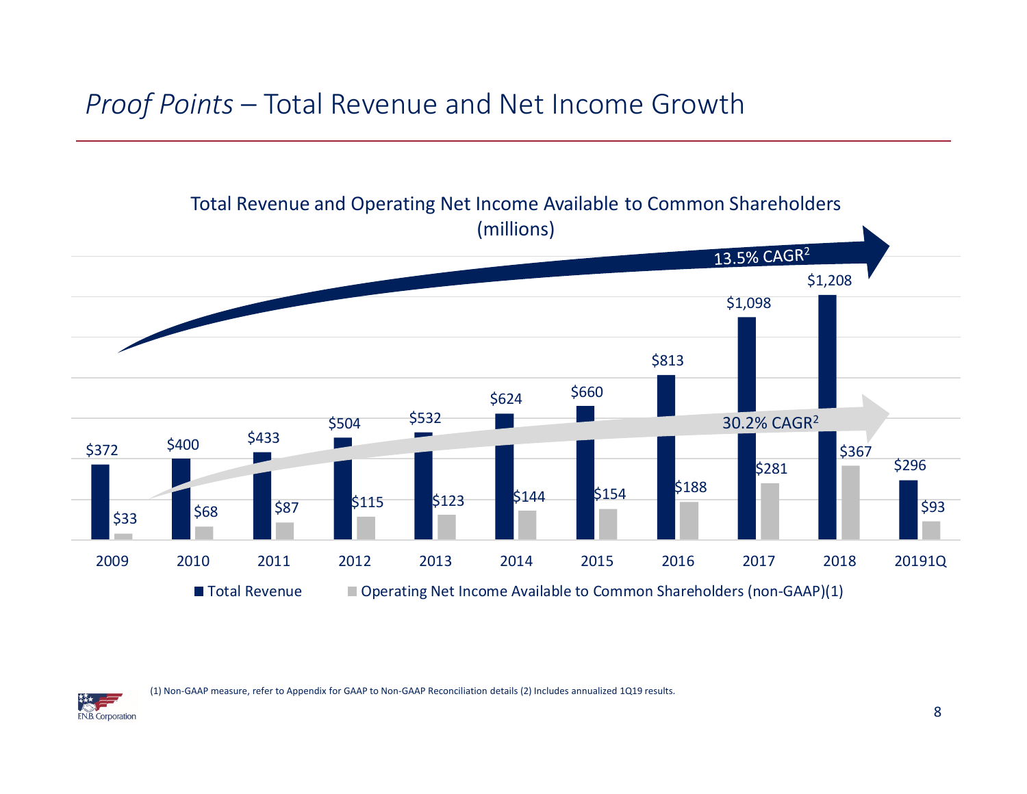# *Proof Points* – Total Revenue and Net Income Growth

## Total Revenue and Operating Net Income Available to Common Shareholders (millions)

| Year | Total Revenue | Operating Net Income Available to Common Shareholders (non-GAAP)(1) |
|---|---|---|
| 2009 | $372 | $33 |
| 2010 | $400 | $68 |
| 2011 | $433 | $87 |
| 2012 | $504 | $115 |
| 2013 | $532 | $123 |
| 2014 | $624 | $144 |
| 2015 | $660 | $154 |
| 2016 | $813 | $188 |
| 2017 | $1,098 | $281 |
| 2018 | $1,208 | $367 |
| 20191Q | $296 | $93 |

Total Revenue: 13.5% CAGR[2]

Operating Net Income Available to Common Shareholders: 30.2% CAGR[2]

(1) Non-GAAP measure, refer to Appendix for GAAP to Non-GAAP Reconciliation details (2) Includes annualized 1Q19 results.

F.N.B. Corporation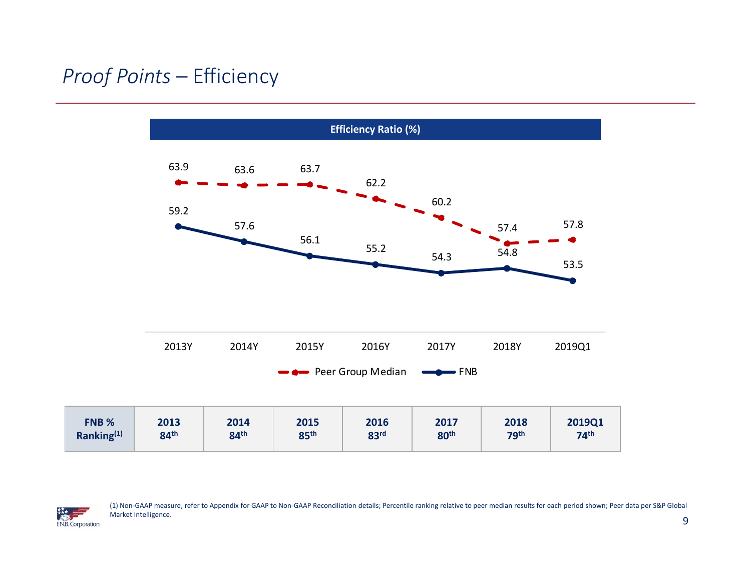# *Proof Points* – Efficiency

**Efficiency Ratio (%)**

| | 2013Y | 2014Y | 2015Y | 2016Y | 2017Y | 2018Y | 2019Q1 |
|---|---|---|---|---|---|---|---|
| Peer Group Median | 63.9 | 63.6 | 63.7 | 62.2 | 60.2 | 57.4 | 57.8 |
| FNB | 59.2 | 57.6 | 56.1 | 55.2 | 54.3 | 54.8 | 53.5 |

| **FNB % Ranking[(1)]** | **2013** | **2014** | **2015** | **2016** | **2017** | **2018** | **2019Q1** |
|---|---|---|---|---|---|---|---|
| | **84th** | **84th** | **85th** | **83rd** | **80th** | **79th** | **74th** |

(1) Non-GAAP measure, refer to Appendix for GAAP to Non-GAAP Reconciliation details; Percentile ranking relative to peer median results for each period shown; Peer data per S&P Global Market Intelligence.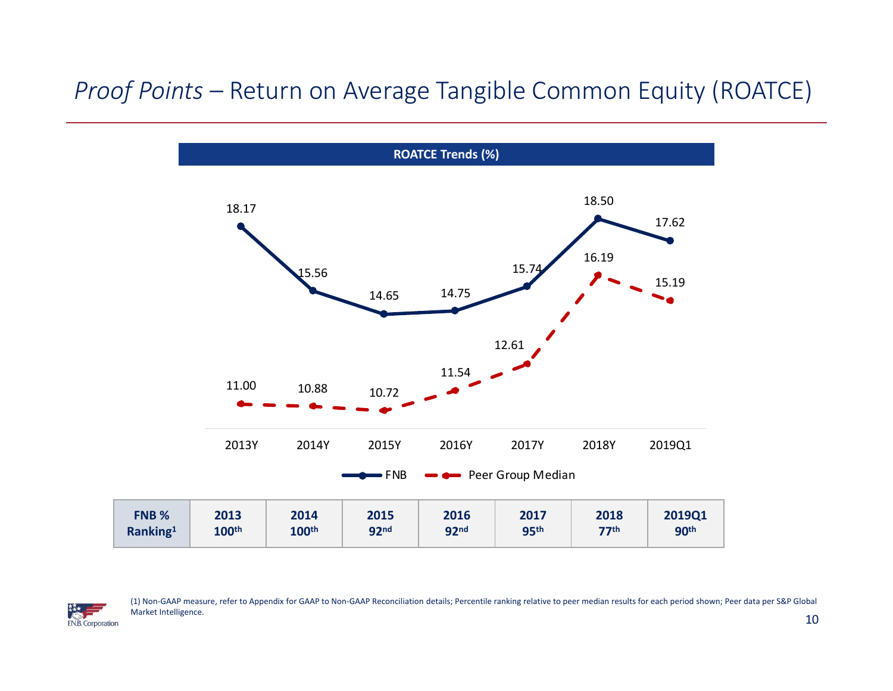# *Proof Points* – Return on Average Tangible Common Equity (ROATCE)

**ROATCE Trends (%)**

| | 2013Y | 2014Y | 2015Y | 2016Y | 2017Y | 2018Y | 2019Q1 |
|---|---|---|---|---|---|---|---|
| FNB | 18.17 | 15.56 | 14.65 | 14.75 | 15.74 | 18.50 | 17.62 |
| Peer Group Median | 11.00 | 10.88 | 10.72 | 11.54 | 12.61 | 16.19 | 15.19 |

| FNB % Ranking[1] | 2013 | 2014 | 2015 | 2016 | 2017 | 2018 | 2019Q1 |
|---|---|---|---|---|---|---|---|
| | 100th | 100th | 92nd | 92nd | 95th | 77th | 90th |

(1) Non-GAAP measure, refer to Appendix for GAAP to Non-GAAP Reconciliation details; Percentile ranking relative to peer median results for each period shown; Peer data per S&P Global Market Intelligence.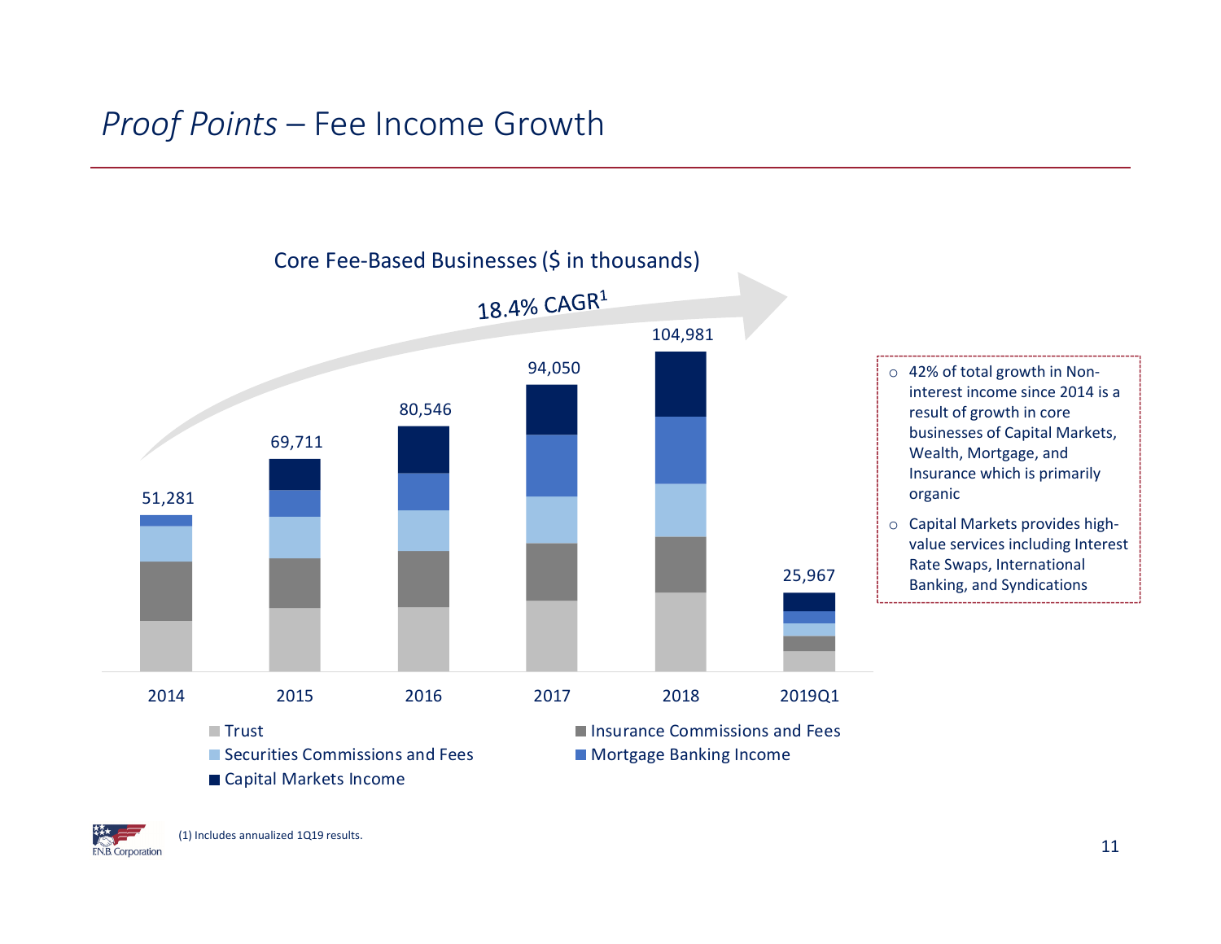# *Proof Points* – Fee Income Growth

Core Fee-Based Businesses ($ in thousands)

18.4% CAGR[1]

| | 2014 | 2015 | 2016 | 2017 | 2018 | 2019Q1 |
|---|---|---|---|---|---|---|
| Total | 51,281 | 69,711 | 80,546 | 94,050 | 104,981 | 25,967 |

- Trust
- Insurance Commissions and Fees
- Securities Commissions and Fees
- Mortgage Banking Income
- Capital Markets Income

- 42% of total growth in Non-interest income since 2014 is a result of growth in core businesses of Capital Markets, Wealth, Mortgage, and Insurance which is primarily organic
- Capital Markets provides high-value services including Interest Rate Swaps, International Banking, and Syndications

(1) Includes annualized 1Q19 results.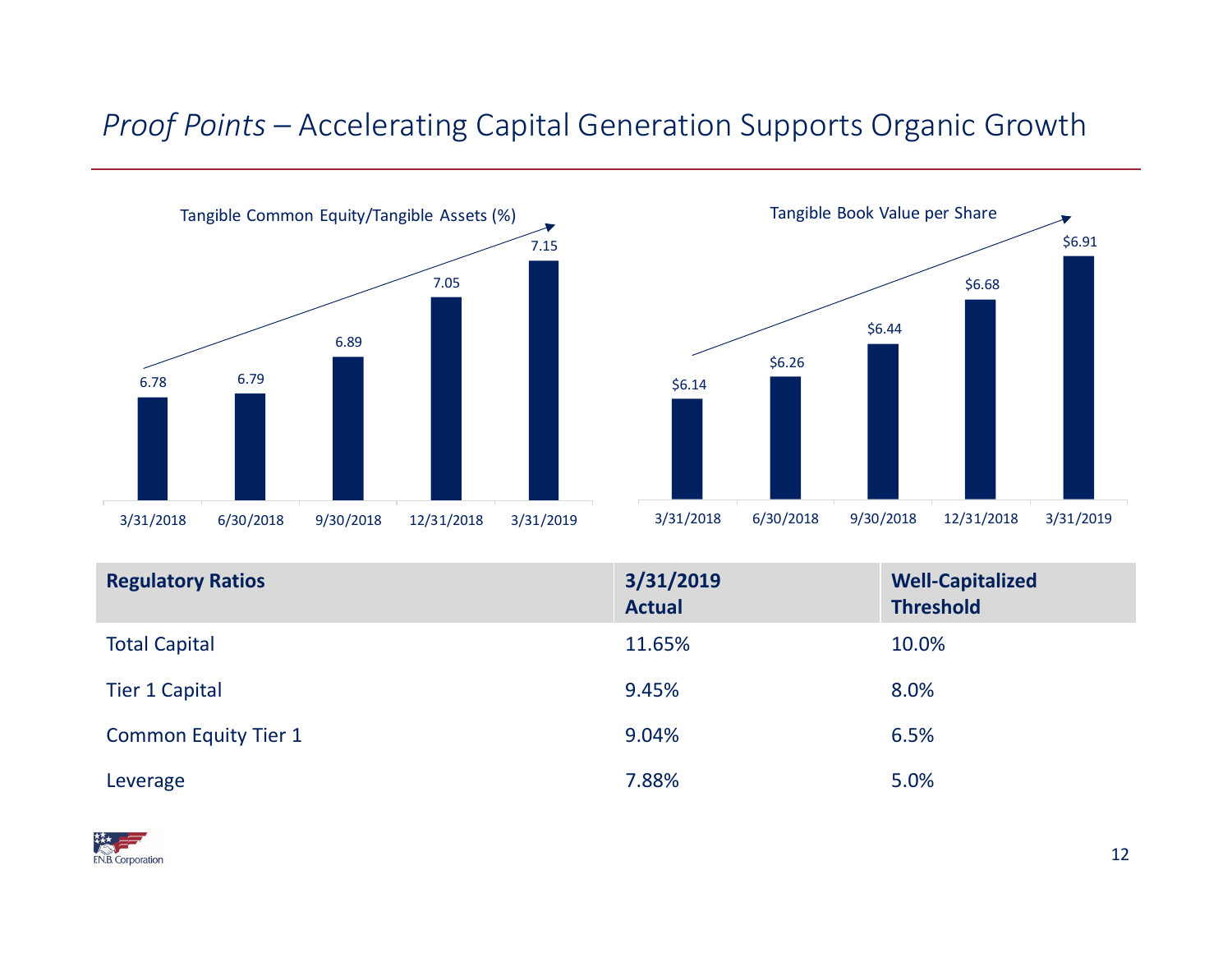# *Proof Points* – Accelerating Capital Generation Supports Organic Growth

**Tangible Common Equity/Tangible Assets (%)**

| 3/31/2018 | 6/30/2018 | 9/30/2018 | 12/31/2018 | 3/31/2019 |
|---|---|---|---|---|
| 6.78 | 6.79 | 6.89 | 7.05 | 7.15 |

**Tangible Book Value per Share**

| 3/31/2018 | 6/30/2018 | 9/30/2018 | 12/31/2018 | 3/31/2019 |
|---|---|---|---|---|
| $6.14 | $6.26 | $6.44 | $6.68 | $6.91 |

| Regulatory Ratios | 3/31/2019 Actual | Well-Capitalized Threshold |
|---|---|---|
| Total Capital | 11.65% | 10.0% |
| Tier 1 Capital | 9.45% | 8.0% |
| Common Equity Tier 1 | 9.04% | 6.5% |
| Leverage | 7.88% | 5.0% |

F.N.B. Corporation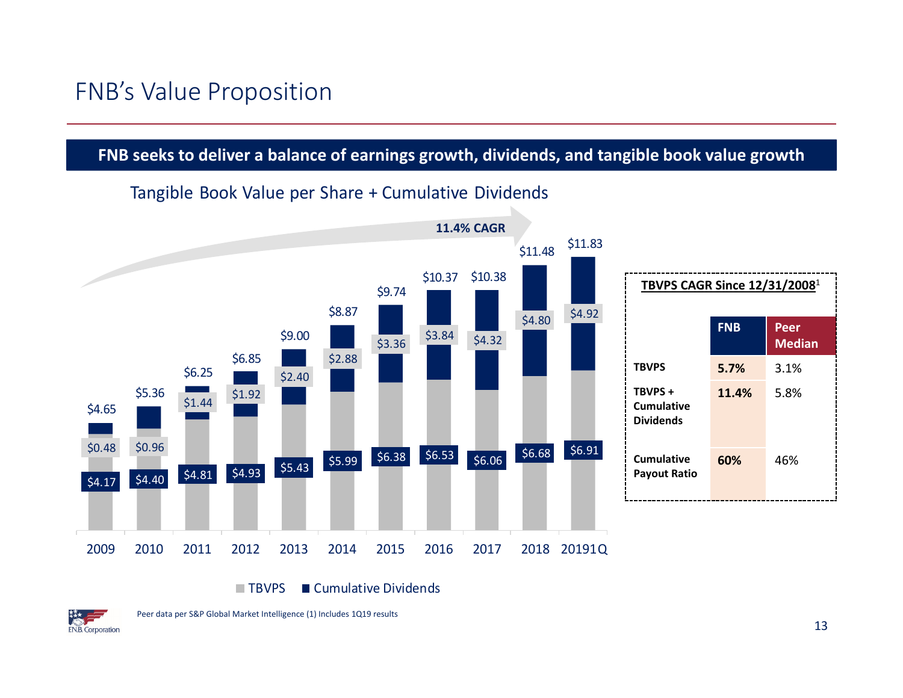# FNB's Value Proposition

**FNB seeks to deliver a balance of earnings growth, dividends, and tangible book value growth**

## Tangible Book Value per Share + Cumulative Dividends

11.4% CAGR

| Year | TBVPS | Cumulative Dividends | Total |
|---|---|---|---|
| 2009 | $4.17 | $0.48 | $4.65 |
| 2010 | $4.40 | $0.96 | $5.36 |
| 2011 | $4.81 | $1.44 | $6.25 |
| 2012 | $4.93 | $1.92 | $6.85 |
| 2013 | $5.43 | $2.40 | $9.00 |
| 2014 | $5.99 | $2.88 | $8.87 |
| 2015 | $6.38 | $3.36 | $9.74 |
| 2016 | $6.53 | $3.84 | $10.37 |
| 2017 | $6.06 | $4.32 | $10.38 |
| 2018 | $6.68 | $4.80 | $11.48 |
| 20191Q | $6.91 | $4.92 | $11.83 |

**TBVPS CAGR Since 12/31/2008[1]**

| | FNB | Peer Median |
|---|---|---|
| TBVPS | 5.7% | 3.1% |
| TBVPS + Cumulative Dividends | 11.4% | 5.8% |
| Cumulative Payout Ratio | 60% | 46% |

Peer data per S&P Global Market Intelligence (1) Includes 1Q19 results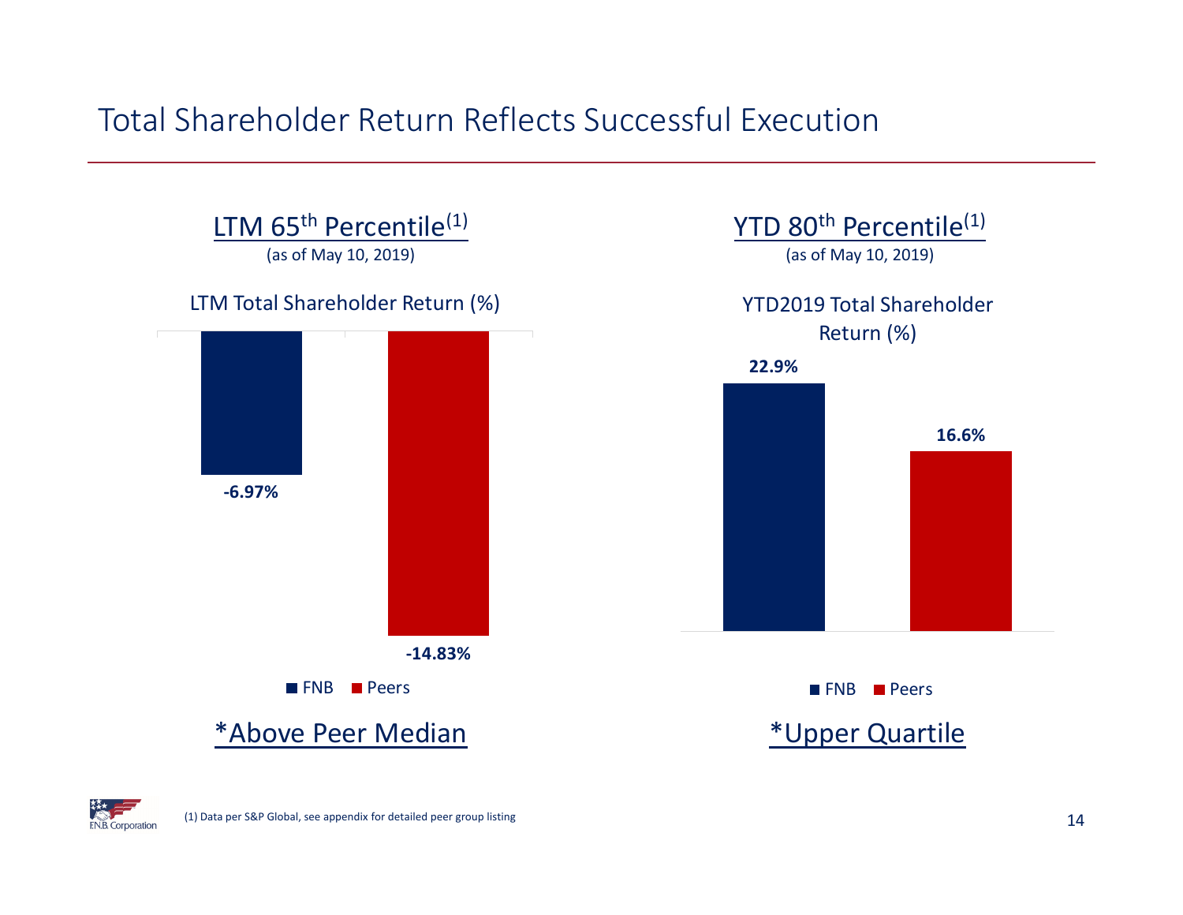# Total Shareholder Return Reflects Successful Execution

## LTM 65th Percentile[(1)]

(as of May 10, 2019)

LTM Total Shareholder Return (%)

| | FNB | Peers |
|---|---|---|
| LTM Total Shareholder Return (%) | -6.97% | -14.83% |

*Above Peer Median

## YTD 80th Percentile[(1)]

(as of May 10, 2019)

YTD2019 Total Shareholder Return (%)

| | FNB | Peers |
|---|---|---|
| YTD2019 Total Shareholder Return (%) | 22.9% | 16.6% |

*Upper Quartile

(1) Data per S&P Global, see appendix for detailed peer group listing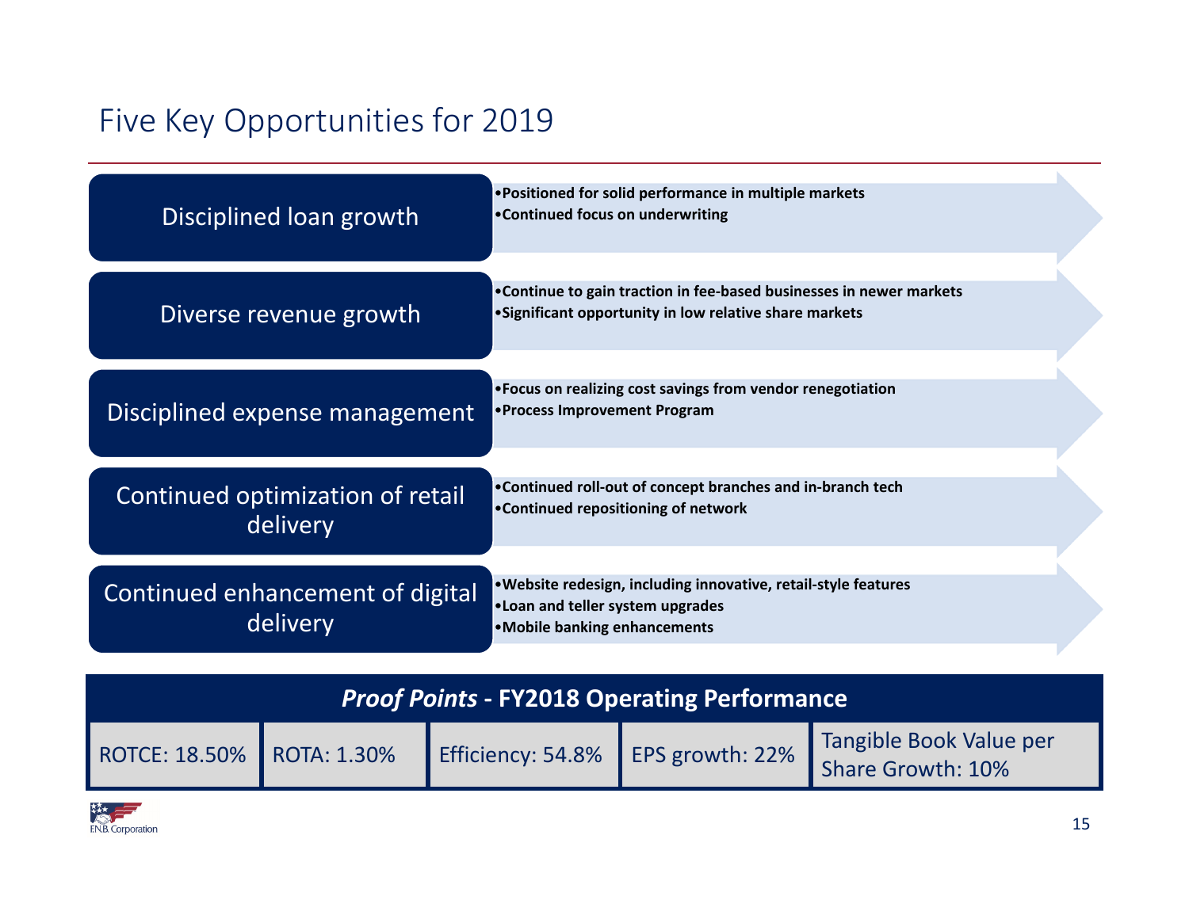# Five Key Opportunities for 2019

| Opportunity | Details |
|---|---|
| Disciplined loan growth | • Positioned for solid performance in multiple markets<br>• Continued focus on underwriting |
| Diverse revenue growth | • Continue to gain traction in fee-based businesses in newer markets<br>• Significant opportunity in low relative share markets |
| Disciplined expense management | • Focus on realizing cost savings from vendor renegotiation<br>• Process Improvement Program |
| Continued optimization of retail delivery | • Continued roll-out of concept branches and in-branch tech<br>• Continued repositioning of network |
| Continued enhancement of digital delivery | • Website redesign, including innovative, retail-style features<br>• Loan and teller system upgrades<br>• Mobile banking enhancements |

## *Proof Points* - FY2018 Operating Performance

| ROTCE: 18.50% | ROTA: 1.30% | Efficiency: 54.8% | EPS growth: 22% | Tangible Book Value per Share Growth: 10% |
|---|---|---|---|---|

F.N.B. Corporation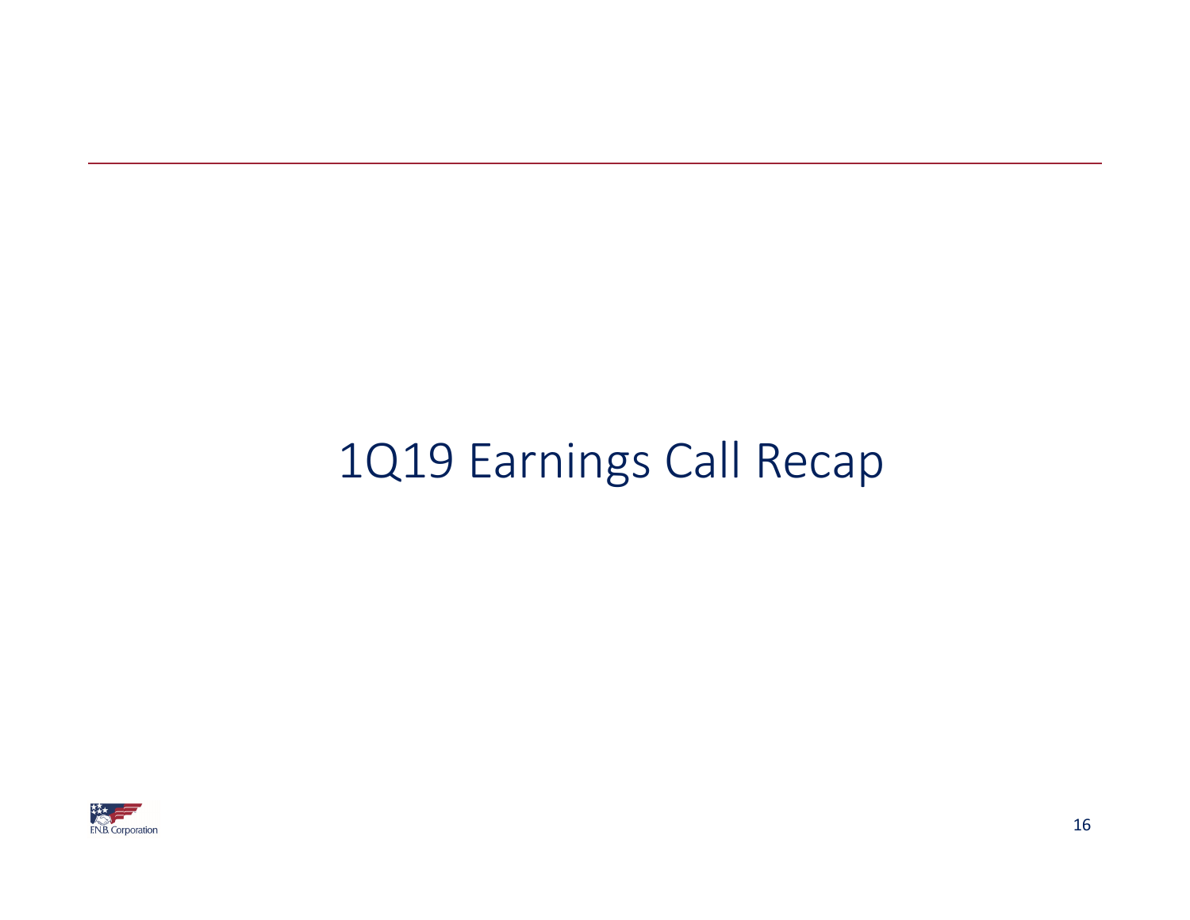# 1Q19 Earnings Call Recap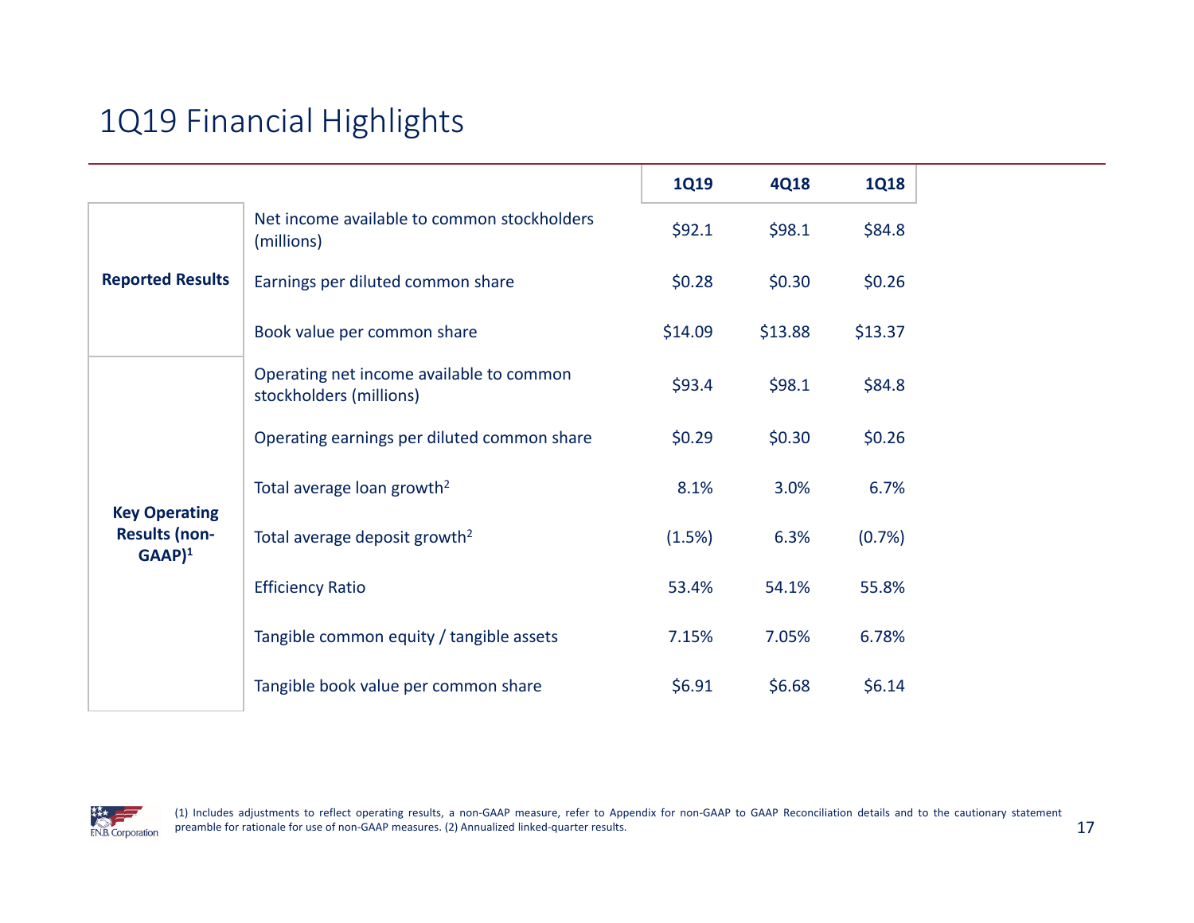# 1Q19 Financial Highlights

| | | 1Q19 | 4Q18 | 1Q18 |
|---|---|---|---|---|
| **Reported Results** | Net income available to common stockholders (millions) | $92.1 | $98.1 | $84.8 |
| | Earnings per diluted common share | $0.28 | $0.30 | $0.26 |
| | Book value per common share | $14.09 | $13.88 | $13.37 |
| **Key Operating Results (non-GAAP)[1]** | Operating net income available to common stockholders (millions) | $93.4 | $98.1 | $84.8 |
| | Operating earnings per diluted common share | $0.29 | $0.30 | $0.26 |
| | Total average loan growth[2] | 8.1% | 3.0% | 6.7% |
| | Total average deposit growth[2] | (1.5%) | 6.3% | (0.7%) |
| | Efficiency Ratio | 53.4% | 54.1% | 55.8% |
| | Tangible common equity / tangible assets | 7.15% | 7.05% | 6.78% |
| | Tangible book value per common share | $6.91 | $6.68 | $6.14 |

(1) Includes adjustments to reflect operating results, a non-GAAP measure, refer to Appendix for non-GAAP to GAAP Reconciliation details and to the cautionary statement preamble for rationale for use of non-GAAP measures. (2) Annualized linked-quarter results.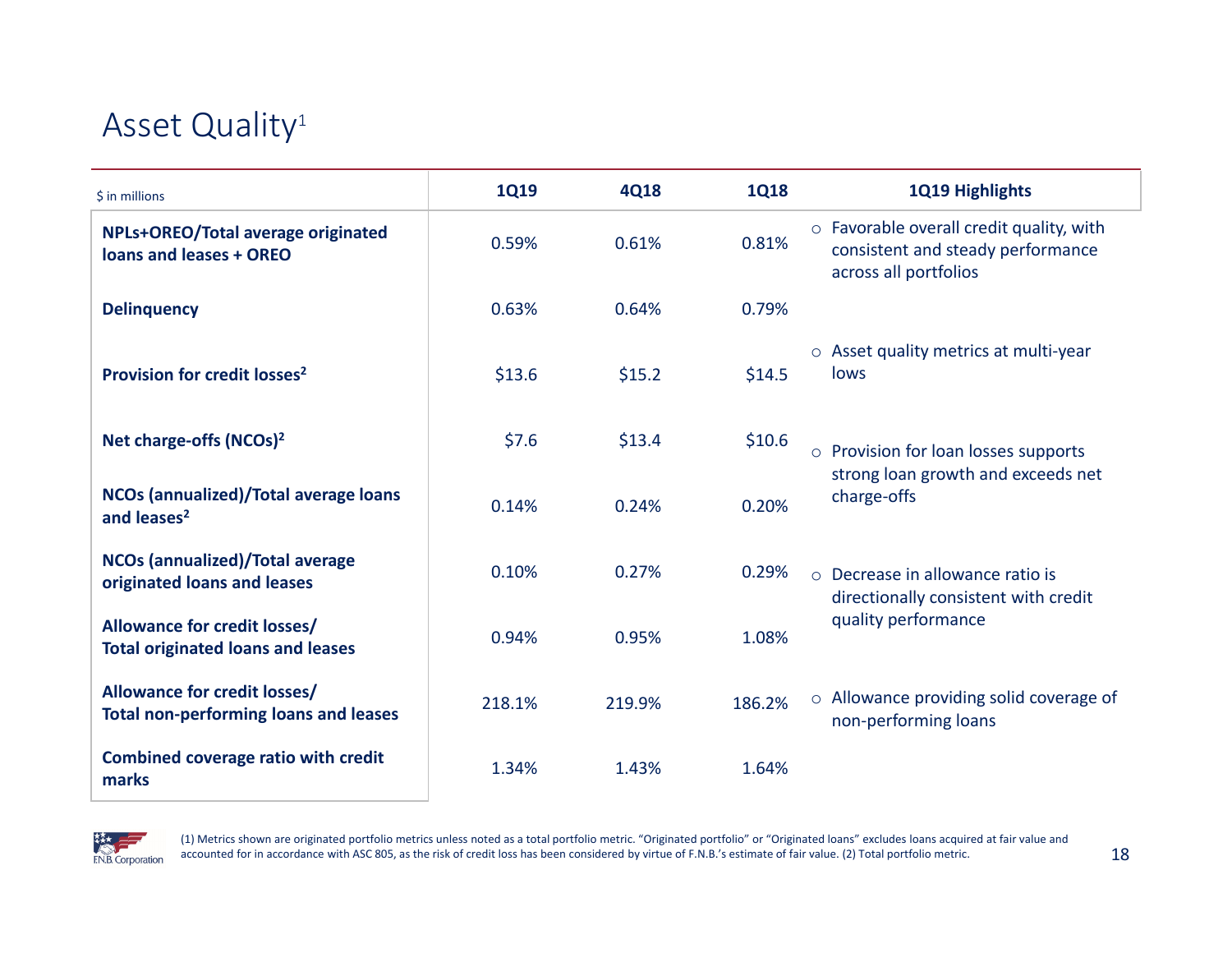# Asset Quality[1]

| $ in millions | 1Q19 | 4Q18 | 1Q18 |
|---|---|---|---|
| **NPLs+OREO/Total average originated loans and leases + OREO** | 0.59% | 0.61% | 0.81% |
| **Delinquency** | 0.63% | 0.64% | 0.79% |
| **Provision for credit losses[2]** | $13.6 | $15.2 | $14.5 |
| **Net charge-offs (NCOs)[2]** | $7.6 | $13.4 | $10.6 |
| **NCOs (annualized)/Total average loans and leases[2]** | 0.14% | 0.24% | 0.20% |
| **NCOs (annualized)/Total average originated loans and leases** | 0.10% | 0.27% | 0.29% |
| **Allowance for credit losses/ Total originated loans and leases** | 0.94% | 0.95% | 1.08% |
| **Allowance for credit losses/ Total non-performing loans and leases** | 218.1% | 219.9% | 186.2% |
| **Combined coverage ratio with credit marks** | 1.34% | 1.43% | 1.64% |

**1Q19 Highlights**

- Favorable overall credit quality, with consistent and steady performance across all portfolios
- Asset quality metrics at multi-year lows
- Provision for loan losses supports strong loan growth and exceeds net charge-offs
- Decrease in allowance ratio is directionally consistent with credit quality performance
- Allowance providing solid coverage of non-performing loans

(1) Metrics shown are originated portfolio metrics unless noted as a total portfolio metric. "Originated portfolio" or "Originated loans" excludes loans acquired at fair value and accounted for in accordance with ASC 805, as the risk of credit loss has been considered by virtue of F.N.B.'s estimate of fair value. (2) Total portfolio metric.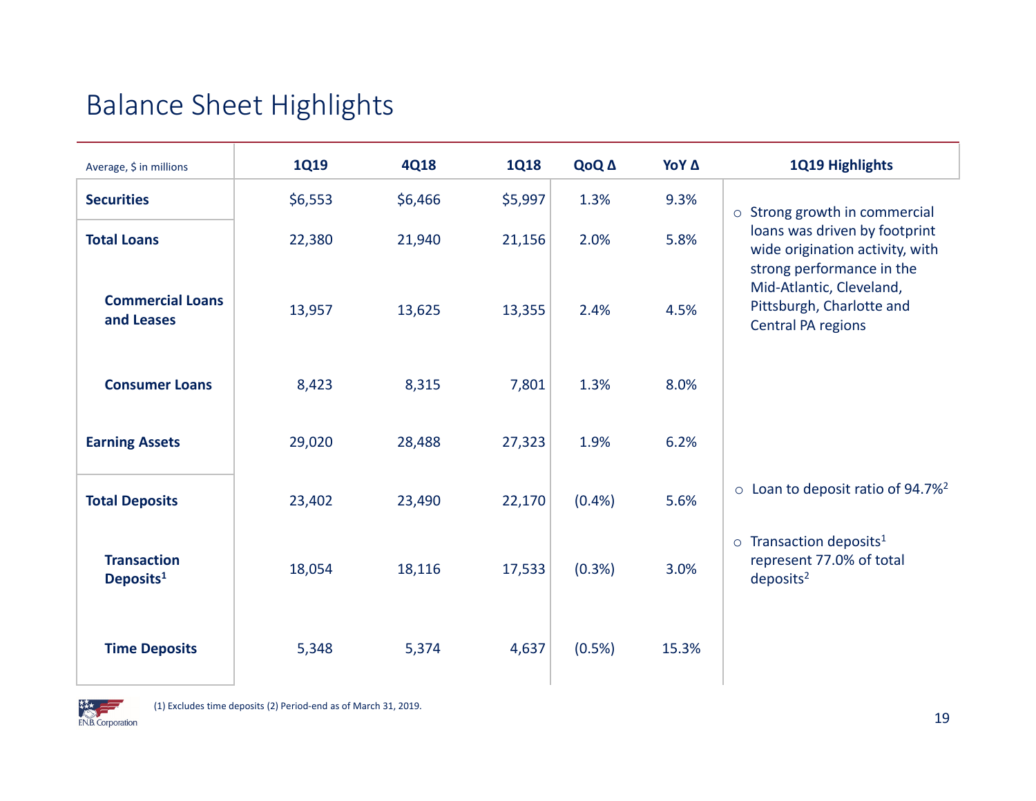# Balance Sheet Highlights

| Average, $ in millions | 1Q19 | 4Q18 | 1Q18 | QoQ Δ | YoY Δ |
|---|---|---|---|---|---|
| **Securities** | $6,553 | $6,466 | $5,997 | 1.3% | 9.3% |
| **Total Loans** | 22,380 | 21,940 | 21,156 | 2.0% | 5.8% |
| **Commercial Loans and Leases** | 13,957 | 13,625 | 13,355 | 2.4% | 4.5% |
| **Consumer Loans** | 8,423 | 8,315 | 7,801 | 1.3% | 8.0% |
| **Earning Assets** | 29,020 | 28,488 | 27,323 | 1.9% | 6.2% |
| **Total Deposits** | 23,402 | 23,490 | 22,170 | (0.4%) | 5.6% |
| **Transaction Deposits[1]** | 18,054 | 18,116 | 17,533 | (0.3%) | 3.0% |
| **Time Deposits** | 5,348 | 5,374 | 4,637 | (0.5%) | 15.3% |

**1Q19 Highlights**

- Strong growth in commercial loans was driven by footprint wide origination activity, with strong performance in the Mid-Atlantic, Cleveland, Pittsburgh, Charlotte and Central PA regions
- Loan to deposit ratio of 94.7%[2]
- Transaction deposits[1] represent 77.0% of total deposits[2]

(1) Excludes time deposits (2) Period-end as of March 31, 2019.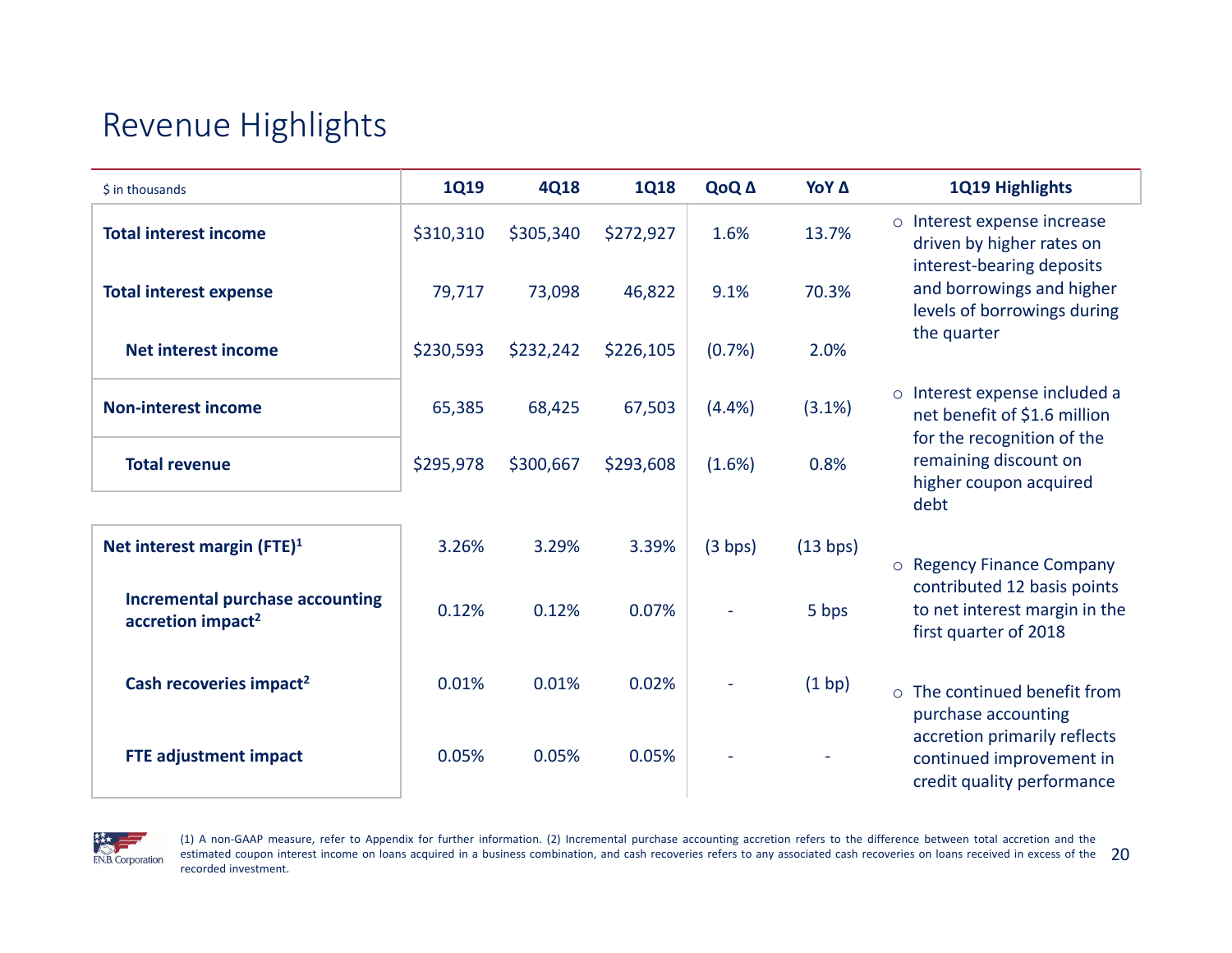# Revenue Highlights

| $ in thousands | 1Q19 | 4Q18 | 1Q18 | QoQ Δ | YoY Δ |
|---|---|---|---|---|---|
| **Total interest income** | $310,310 | $305,340 | $272,927 | 1.6% | 13.7% |
| **Total interest expense** | 79,717 | 73,098 | 46,822 | 9.1% | 70.3% |
| **Net interest income** | $230,593 | $232,242 | $226,105 | (0.7%) | 2.0% |
| **Non-interest income** | 65,385 | 68,425 | 67,503 | (4.4%) | (3.1%) |
| **Total revenue** | $295,978 | $300,667 | $293,608 | (1.6%) | 0.8% |
| **Net interest margin (FTE)**[1] | 3.26% | 3.29% | 3.39% | (3 bps) | (13 bps) |
| **Incremental purchase accounting accretion impact**[2] | 0.12% | 0.12% | 0.07% | - | 5 bps |
| **Cash recoveries impact**[2] | 0.01% | 0.01% | 0.02% | - | (1 bp) |
| **FTE adjustment impact** | 0.05% | 0.05% | 0.05% | - | - |

**1Q19 Highlights**

- Interest expense increase driven by higher rates on interest-bearing deposits and borrowings and higher levels of borrowings during the quarter
- Interest expense included a net benefit of $1.6 million for the recognition of the remaining discount on higher coupon acquired debt
- Regency Finance Company contributed 12 basis points to net interest margin in the first quarter of 2018
- The continued benefit from purchase accounting accretion primarily reflects continued improvement in credit quality performance

(1) A non-GAAP measure, refer to Appendix for further information. (2) Incremental purchase accounting accretion refers to the difference between total accretion and the estimated coupon interest income on loans acquired in a business combination, and cash recoveries refers to any associated cash recoveries on loans received in excess of the recorded investment.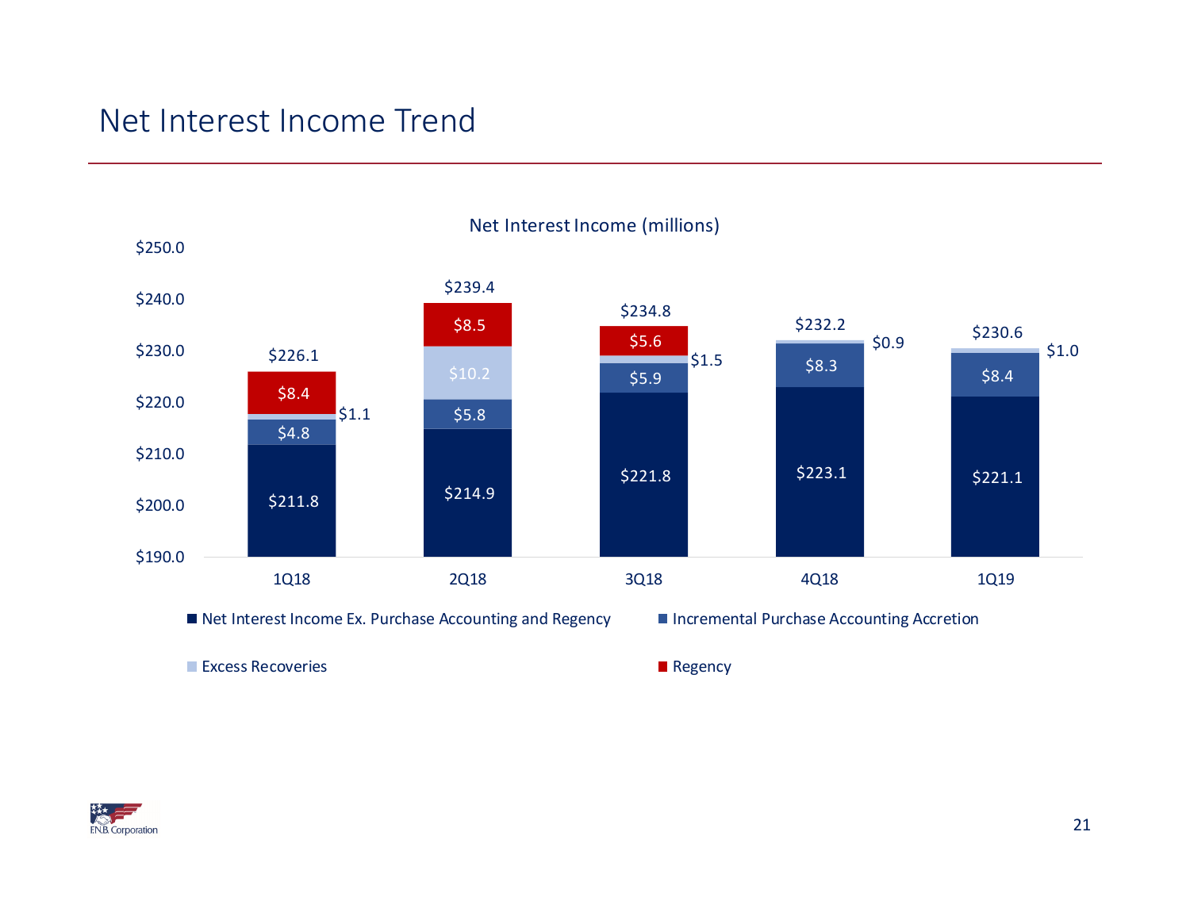# Net Interest Income Trend

**Net Interest Income (millions)**

| | 1Q18 | 2Q18 | 3Q18 | 4Q18 | 1Q19 |
|---|---|---|---|---|---|
| Net Interest Income Ex. Purchase Accounting and Regency | $211.8 | $214.9 | $221.8 | $223.1 | $221.1 |
| Incremental Purchase Accounting Accretion | $4.8 | $5.8 | $5.9 | $8.3 | $8.4 |
| Excess Recoveries | $1.1 | $10.2 | $1.5 | $0.9 | $1.0 |
| Regency | $8.4 | $8.5 | $5.6 | | |
| Total | $226.1 | $239.4 | $234.8 | $232.2 | $230.6 |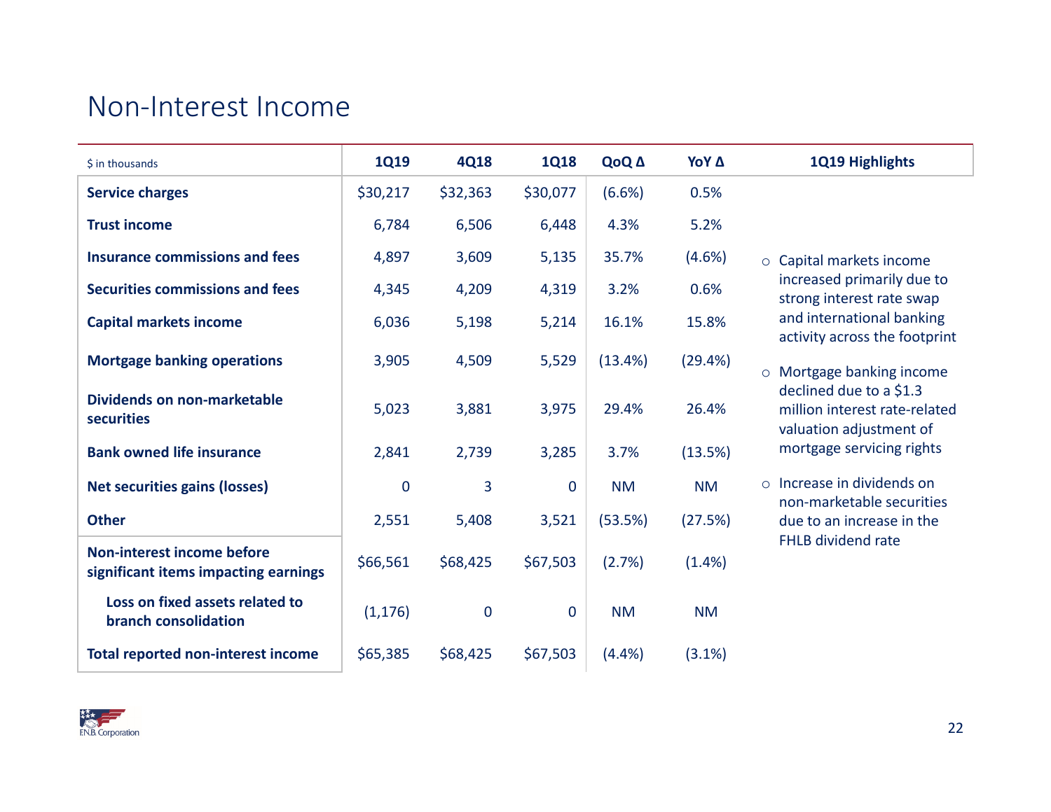# Non-Interest Income

| $ in thousands | 1Q19 | 4Q18 | 1Q18 | QoQ Δ | YoY Δ |
|---|---|---|---|---|---|
| **Service charges** | $30,217 | $32,363 | $30,077 | (6.6%) | 0.5% |
| **Trust income** | 6,784 | 6,506 | 6,448 | 4.3% | 5.2% |
| **Insurance commissions and fees** | 4,897 | 3,609 | 5,135 | 35.7% | (4.6%) |
| **Securities commissions and fees** | 4,345 | 4,209 | 4,319 | 3.2% | 0.6% |
| **Capital markets income** | 6,036 | 5,198 | 5,214 | 16.1% | 15.8% |
| **Mortgage banking operations** | 3,905 | 4,509 | 5,529 | (13.4%) | (29.4%) |
| **Dividends on non-marketable securities** | 5,023 | 3,881 | 3,975 | 29.4% | 26.4% |
| **Bank owned life insurance** | 2,841 | 2,739 | 3,285 | 3.7% | (13.5%) |
| **Net securities gains (losses)** | 0 | 3 | 0 | NM | NM |
| **Other** | 2,551 | 5,408 | 3,521 | (53.5%) | (27.5%) |
| **Non-interest income before significant items impacting earnings** | $66,561 | $68,425 | $67,503 | (2.7%) | (1.4%) |
| **Loss on fixed assets related to branch consolidation** | (1,176) | 0 | 0 | NM | NM |
| **Total reported non-interest income** | $65,385 | $68,425 | $67,503 | (4.4%) | (3.1%) |

**1Q19 Highlights**

- Capital markets income increased primarily due to strong interest rate swap and international banking activity across the footprint
- Mortgage banking income declined due to a $1.3 million interest rate-related valuation adjustment of mortgage servicing rights
- Increase in dividends on non-marketable securities due to an increase in the FHLB dividend rate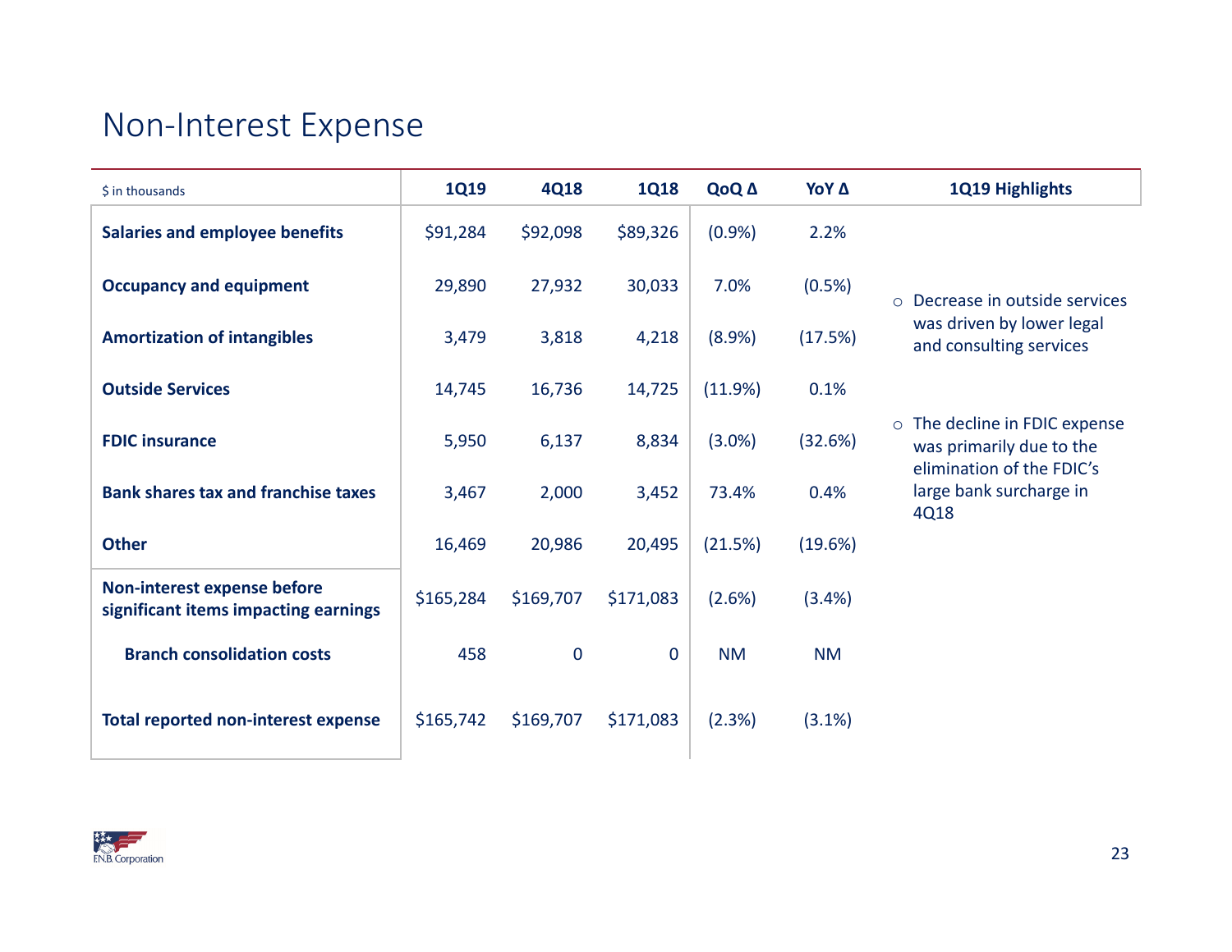# Non-Interest Expense

| $ in thousands | 1Q19 | 4Q18 | 1Q18 | QoQ Δ | YoY Δ |
|---|---|---|---|---|---|
| **Salaries and employee benefits** | $91,284 | $92,098 | $89,326 | (0.9%) | 2.2% |
| **Occupancy and equipment** | 29,890 | 27,932 | 30,033 | 7.0% | (0.5%) |
| **Amortization of intangibles** | 3,479 | 3,818 | 4,218 | (8.9%) | (17.5%) |
| **Outside Services** | 14,745 | 16,736 | 14,725 | (11.9%) | 0.1% |
| **FDIC insurance** | 5,950 | 6,137 | 8,834 | (3.0%) | (32.6%) |
| **Bank shares tax and franchise taxes** | 3,467 | 2,000 | 3,452 | 73.4% | 0.4% |
| **Other** | 16,469 | 20,986 | 20,495 | (21.5%) | (19.6%) |
| **Non-interest expense before significant items impacting earnings** | $165,284 | $169,707 | $171,083 | (2.6%) | (3.4%) |
| **Branch consolidation costs** | 458 | 0 | 0 | NM | NM |
| **Total reported non-interest expense** | $165,742 | $169,707 | $171,083 | (2.3%) | (3.1%) |

**1Q19 Highlights**

- Decrease in outside services was driven by lower legal and consulting services
- The decline in FDIC expense was primarily due to the elimination of the FDIC's large bank surcharge in 4Q18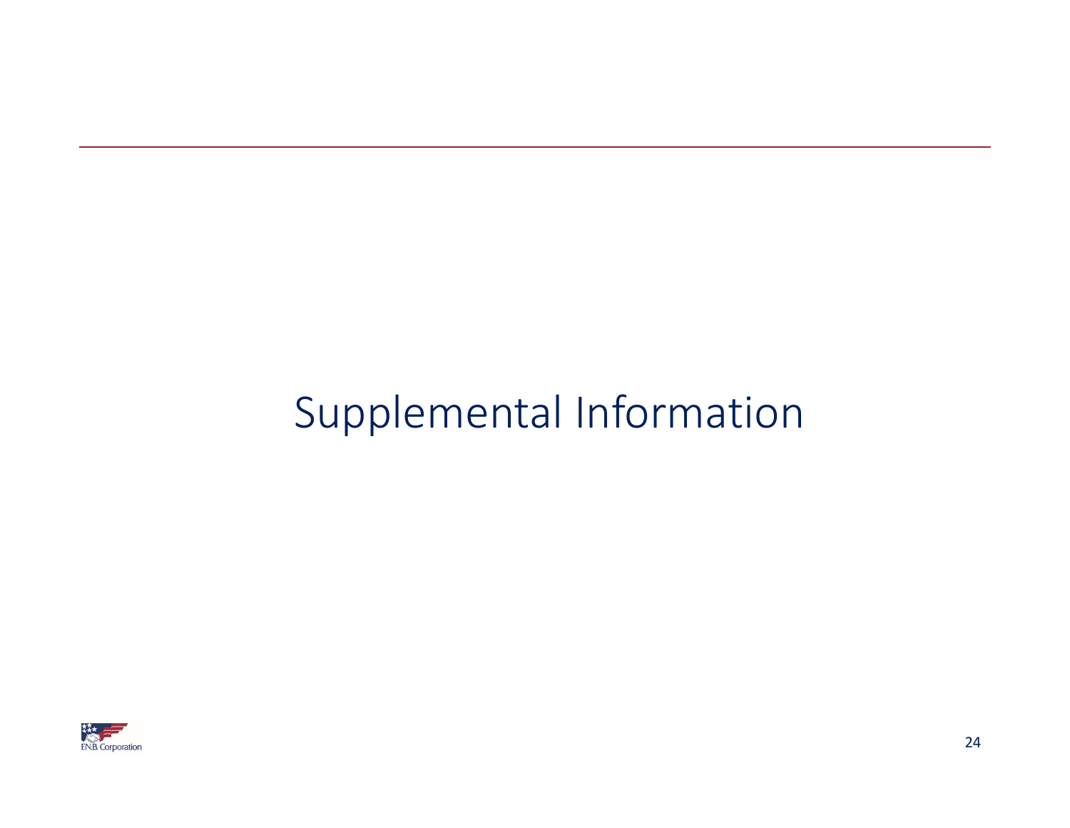# Supplemental Information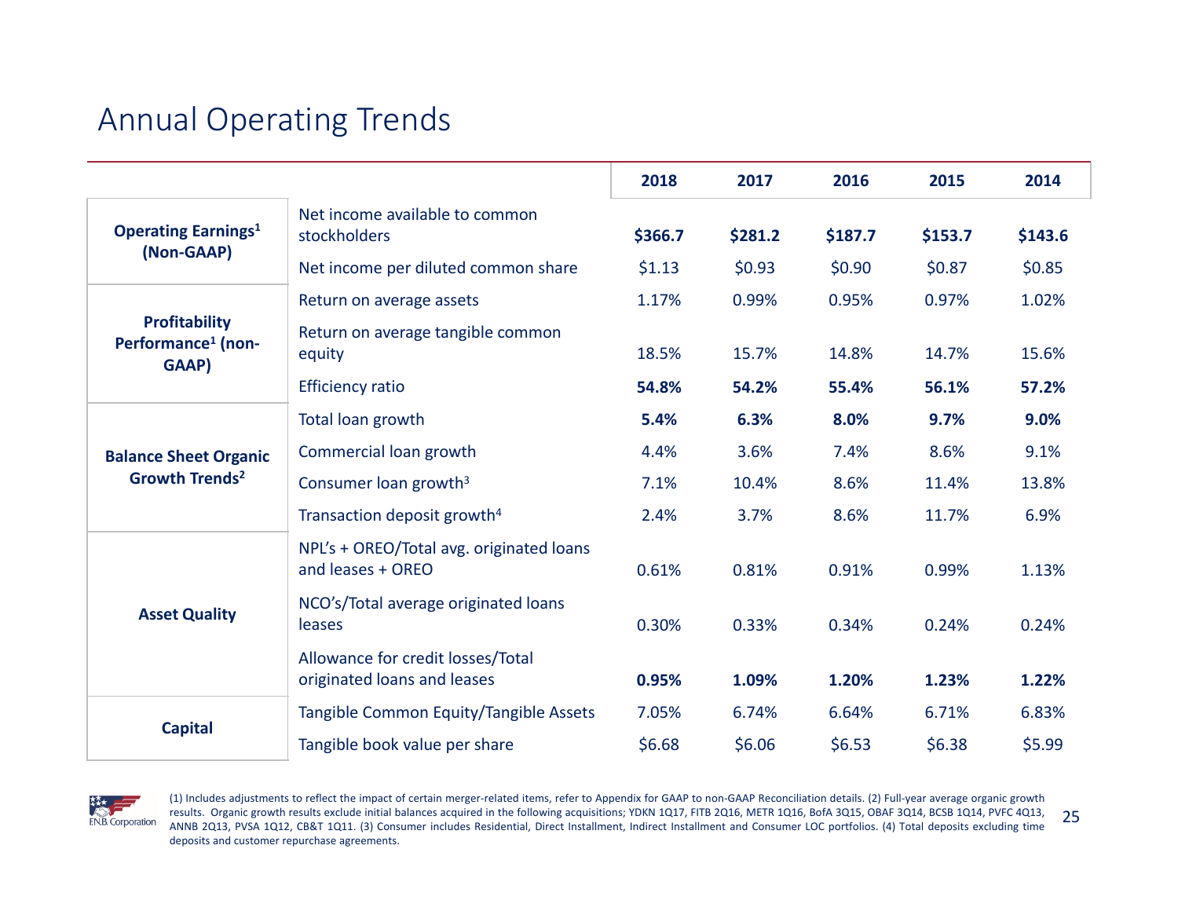# Annual Operating Trends

| | | 2018 | 2017 | 2016 | 2015 | 2014 |
|---|---|---|---|---|---|---|
| **Operating Earnings[1] (Non-GAAP)** | Net income available to common stockholders | **$366.7** | **$281.2** | **$187.7** | **$153.7** | **$143.6** |
| | Net income per diluted common share | $1.13 | $0.93 | $0.90 | $0.87 | $0.85 |
| **Profitability Performance[1] (non-GAAP)** | Return on average assets | 1.17% | 0.99% | 0.95% | 0.97% | 1.02% |
| | Return on average tangible common equity | 18.5% | 15.7% | 14.8% | 14.7% | 15.6% |
| | Efficiency ratio | **54.8%** | **54.2%** | **55.4%** | **56.1%** | **57.2%** |
| **Balance Sheet Organic Growth Trends[2]** | Total loan growth | **5.4%** | **6.3%** | **8.0%** | **9.7%** | **9.0%** |
| | Commercial loan growth | 4.4% | 3.6% | 7.4% | 8.6% | 9.1% |
| | Consumer loan growth[3] | 7.1% | 10.4% | 8.6% | 11.4% | 13.8% |
| | Transaction deposit growth[4] | 2.4% | 3.7% | 8.6% | 11.7% | 6.9% |
| **Asset Quality** | NPL's + OREO/Total avg. originated loans and leases + OREO | 0.61% | 0.81% | 0.91% | 0.99% | 1.13% |
| | NCO's/Total average originated loans leases | 0.30% | 0.33% | 0.34% | 0.24% | 0.24% |
| | Allowance for credit losses/Total originated loans and leases | **0.95%** | **1.09%** | **1.20%** | **1.23%** | **1.22%** |
| **Capital** | Tangible Common Equity/Tangible Assets | 7.05% | 6.74% | 6.64% | 6.71% | 6.83% |
| | Tangible book value per share | $6.68 | $6.06 | $6.53 | $6.38 | $5.99 |

(1) Includes adjustments to reflect the impact of certain merger-related items, refer to Appendix for GAAP to non-GAAP Reconciliation details. (2) Full-year average organic growth results. Organic growth results exclude initial balances acquired in the following acquisitions; YDKN 1Q17, FITB 2Q16, METR 1Q16, BofA 3Q15, OBAF 3Q14, BCSB 1Q14, PVFC 4Q13, ANNB 2Q13, PVSA 1Q12, CB&T 1Q11. (3) Consumer includes Residential, Direct Installment, Indirect Installment and Consumer LOC portfolios. (4) Total deposits excluding time deposits and customer repurchase agreements.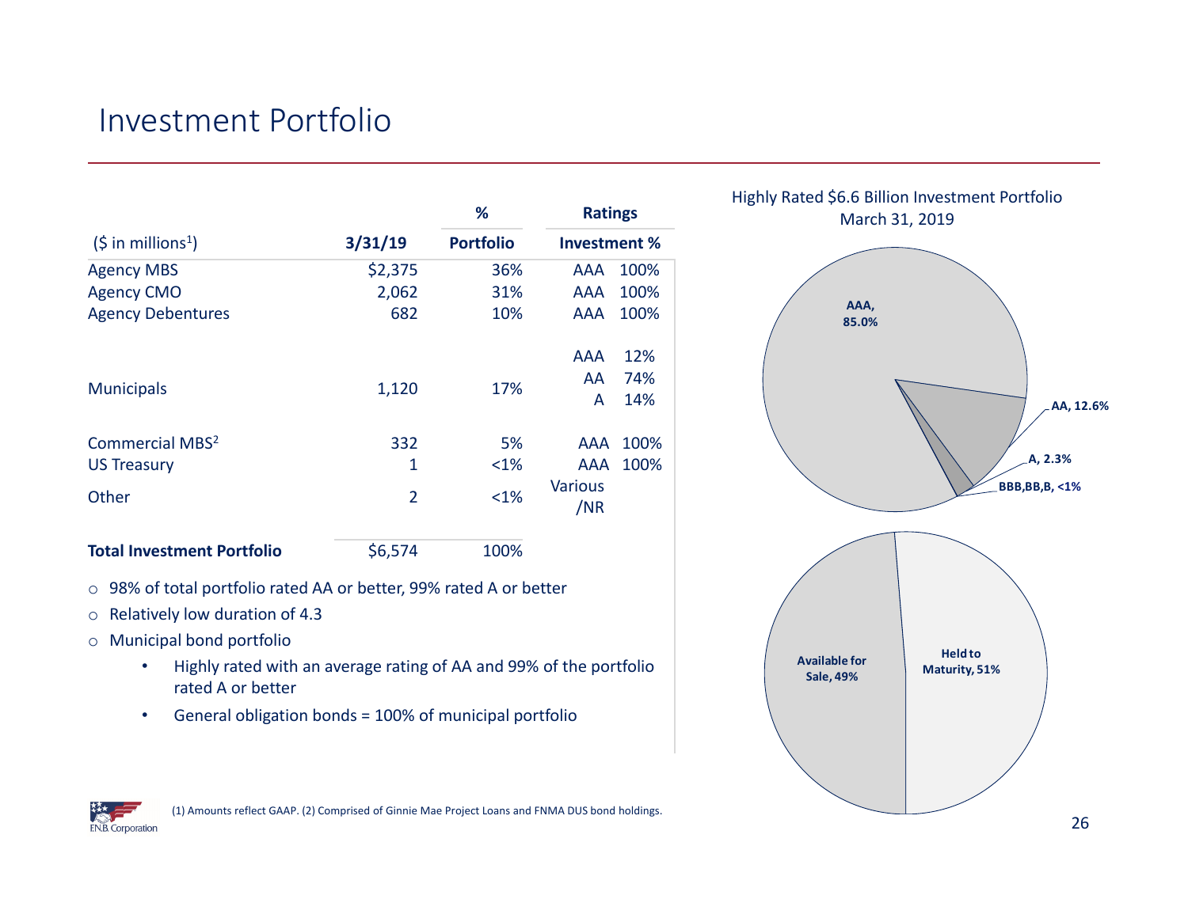# Investment Portfolio

| ($ in millions[1]) | 3/31/19 | % Portfolio | Ratings | Investment % |
|---|---|---|---|---|
| Agency MBS | $2,375 | 36% | AAA | 100% |
| Agency CMO | 2,062 | 31% | AAA | 100% |
| Agency Debentures | 682 | 10% | AAA | 100% |
| Municipals | 1,120 | 17% | AAA | 12% |
| | | | AA | 74% |
| | | | A | 14% |
| Commercial MBS[2] | 332 | 5% | AAA | 100% |
| US Treasury | 1 | <1% | AAA | 100% |
| Other | 2 | <1% | Various /NR | |
| **Total Investment Portfolio** | $6,574 | 100% | | |

- 98% of total portfolio rated AA or better, 99% rated A or better
- Relatively low duration of 4.3
- Municipal bond portfolio
  - Highly rated with an average rating of AA and 99% of the portfolio rated A or better
  - General obligation bonds = 100% of municipal portfolio

Highly Rated $6.6 Billion Investment Portfolio
March 31, 2019

- AAA, 85.0%
- AA, 12.6%
- A, 2.3%
- BBB,BB,B, <1%

- Available for Sale, 49%
- Held to Maturity, 51%

(1) Amounts reflect GAAP. (2) Comprised of Ginnie Mae Project Loans and FNMA DUS bond holdings.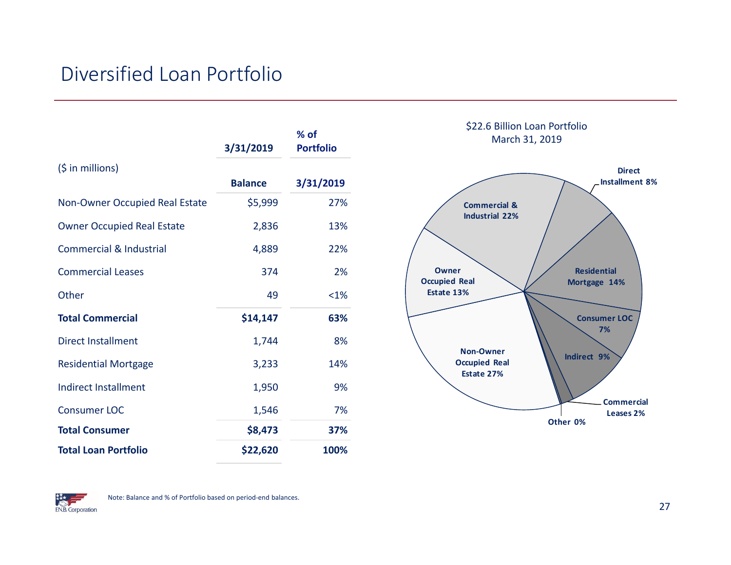# Diversified Loan Portfolio

| ($ in millions) | 3/31/2019 Balance | % of Portfolio 3/31/2019 |
|---|---|---|
| Non-Owner Occupied Real Estate | $5,999 | 27% |
| Owner Occupied Real Estate | 2,836 | 13% |
| Commercial & Industrial | 4,889 | 22% |
| Commercial Leases | 374 | 2% |
| Other | 49 | <1% |
| **Total Commercial** | **$14,147** | **63%** |
| Direct Installment | 1,744 | 8% |
| Residential Mortgage | 3,233 | 14% |
| Indirect Installment | 1,950 | 9% |
| Consumer LOC | 1,546 | 7% |
| **Total Consumer** | **$8,473** | **37%** |
| **Total Loan Portfolio** | **$22,620** | **100%** |

$22.6 Billion Loan Portfolio
March 31, 2019

- Non-Owner Occupied Real Estate 27%
- Owner Occupied Real Estate 13%
- Commercial & Industrial 22%
- Direct Installment 8%
- Residential Mortgage 14%
- Consumer LOC 7%
- Indirect 9%
- Commercial Leases 2%
- Other 0%

Note: Balance and % of Portfolio based on period-end balances.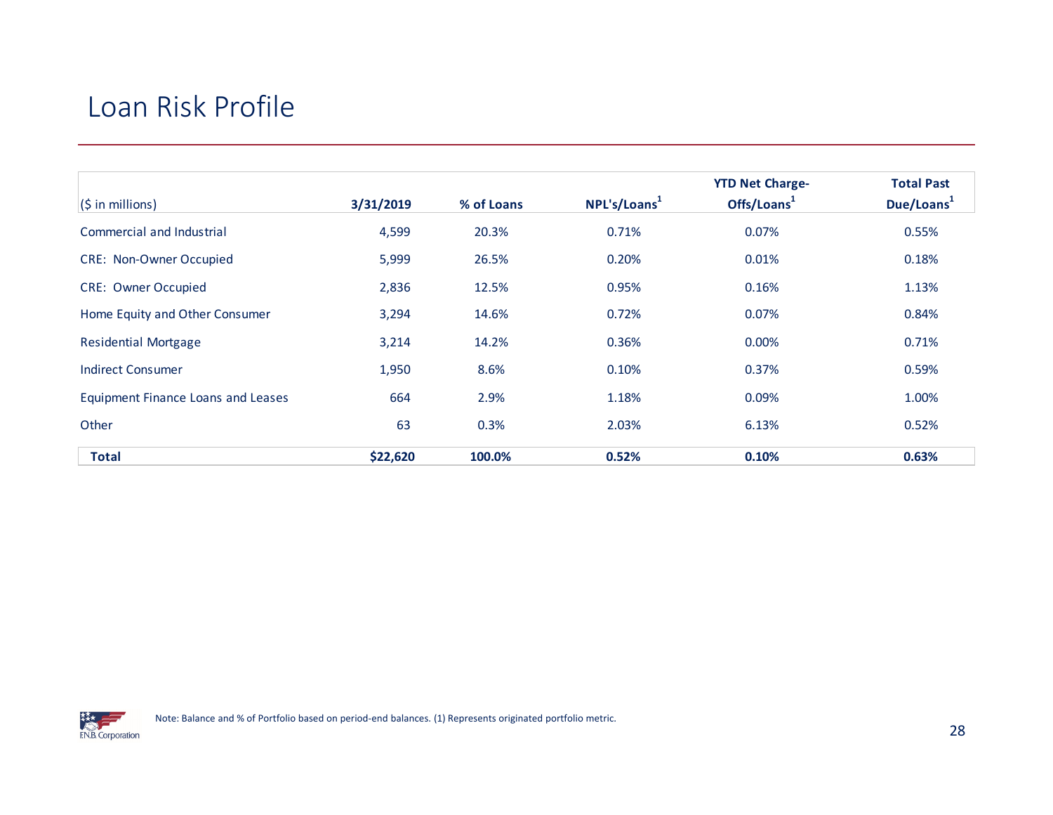# Loan Risk Profile

| ($ in millions) | 3/31/2019 | % of Loans | NPL's/Loans[1] | YTD Net Charge-Offs/Loans[1] | Total Past Due/Loans[1] |
|---|---|---|---|---|---|
| Commercial and Industrial | 4,599 | 20.3% | 0.71% | 0.07% | 0.55% |
| CRE: Non-Owner Occupied | 5,999 | 26.5% | 0.20% | 0.01% | 0.18% |
| CRE: Owner Occupied | 2,836 | 12.5% | 0.95% | 0.16% | 1.13% |
| Home Equity and Other Consumer | 3,294 | 14.6% | 0.72% | 0.07% | 0.84% |
| Residential Mortgage | 3,214 | 14.2% | 0.36% | 0.00% | 0.71% |
| Indirect Consumer | 1,950 | 8.6% | 0.10% | 0.37% | 0.59% |
| Equipment Finance Loans and Leases | 664 | 2.9% | 1.18% | 0.09% | 1.00% |
| Other | 63 | 0.3% | 2.03% | 6.13% | 0.52% |
| **Total** | **$22,620** | **100.0%** | **0.52%** | **0.10%** | **0.63%** |

Note: Balance and % of Portfolio based on period-end balances. (1) Represents originated portfolio metric.

F.N.B. Corporation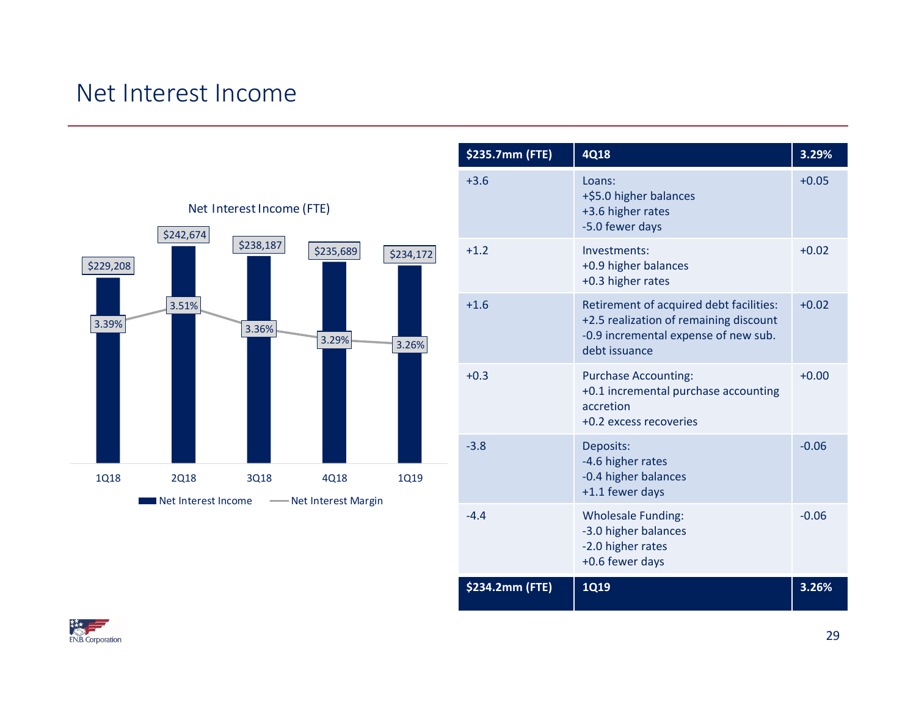# Net Interest Income

**Net Interest Income (FTE)**

| | 1Q18 | 2Q18 | 3Q18 | 4Q18 | 1Q19 |
|---|---|---|---|---|---|
| Net Interest Income | $229,208 | $242,674 | $238,187 | $235,689 | $234,172 |
| Net Interest Margin | 3.39% | 3.51% | 3.36% | 3.29% | 3.26% |

| $235.7mm (FTE) | 4Q18 | 3.29% |
|---|---|---|
| +3.6 | Loans:<br>+$5.0 higher balances<br>+3.6 higher rates<br>-5.0 fewer days | +0.05 |
| +1.2 | Investments:<br>+0.9 higher balances<br>+0.3 higher rates | +0.02 |
| +1.6 | Retirement of acquired debt facilities:<br>+2.5 realization of remaining discount<br>-0.9 incremental expense of new sub. debt issuance | +0.02 |
| +0.3 | Purchase Accounting:<br>+0.1 incremental purchase accounting accretion<br>+0.2 excess recoveries | +0.00 |
| -3.8 | Deposits:<br>-4.6 higher rates<br>-0.4 higher balances<br>+1.1 fewer days | -0.06 |
| -4.4 | Wholesale Funding:<br>-3.0 higher balances<br>-2.0 higher rates<br>+0.6 fewer days | -0.06 |
| **$234.2mm (FTE)** | **1Q19** | **3.26%** |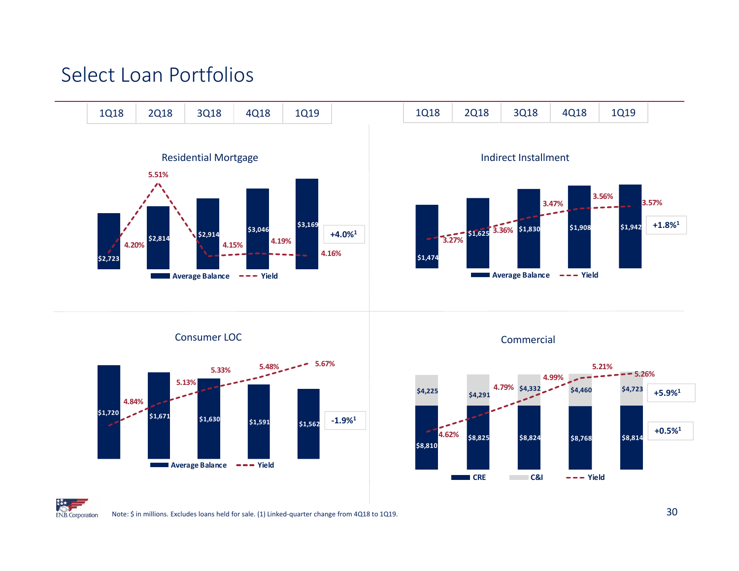# Select Loan Portfolios

## Residential Mortgage

| | 1Q18 | 2Q18 | 3Q18 | 4Q18 | 1Q19 |
|---|---|---|---|---|---|
| Average Balance | $2,723 | $2,814 | $2,914 | $3,046 | $3,169 |
| Yield | 4.20% | 5.51% | 4.15% | 4.19% | 4.16% |

+4.0%[1]

## Indirect Installment

| | 1Q18 | 2Q18 | 3Q18 | 4Q18 | 1Q19 |
|---|---|---|---|---|---|
| Average Balance | $1,474 | $1,625 | $1,830 | $1,908 | $1,942 |
| Yield | 3.27% | 3.36% | 3.47% | 3.56% | 3.57% |

+1.8%[1]

## Consumer LOC

| | 1Q18 | 2Q18 | 3Q18 | 4Q18 | 1Q19 |
|---|---|---|---|---|---|
| Average Balance | $1,720 | $1,671 | $1,630 | $1,591 | $1,562 |
| Yield | 4.84% | 5.13% | 5.33% | 5.48% | 5.67% |

-1.9%[1]

## Commercial

| | 1Q18 | 2Q18 | 3Q18 | 4Q18 | 1Q19 |
|---|---|---|---|---|---|
| CRE | $8,810 | $8,825 | $8,824 | $8,768 | $8,814 |
| C&I | $4,225 | $4,291 | $4,332 | $4,460 | $4,723 |
| Yield | 4.62% | 4.79% | 4.99% | 5.21% | 5.26% |

C&I: +5.9%[1]

CRE: +0.5%[1]

Note: $ in millions. Excludes loans held for sale. (1) Linked-quarter change from 4Q18 to 1Q19.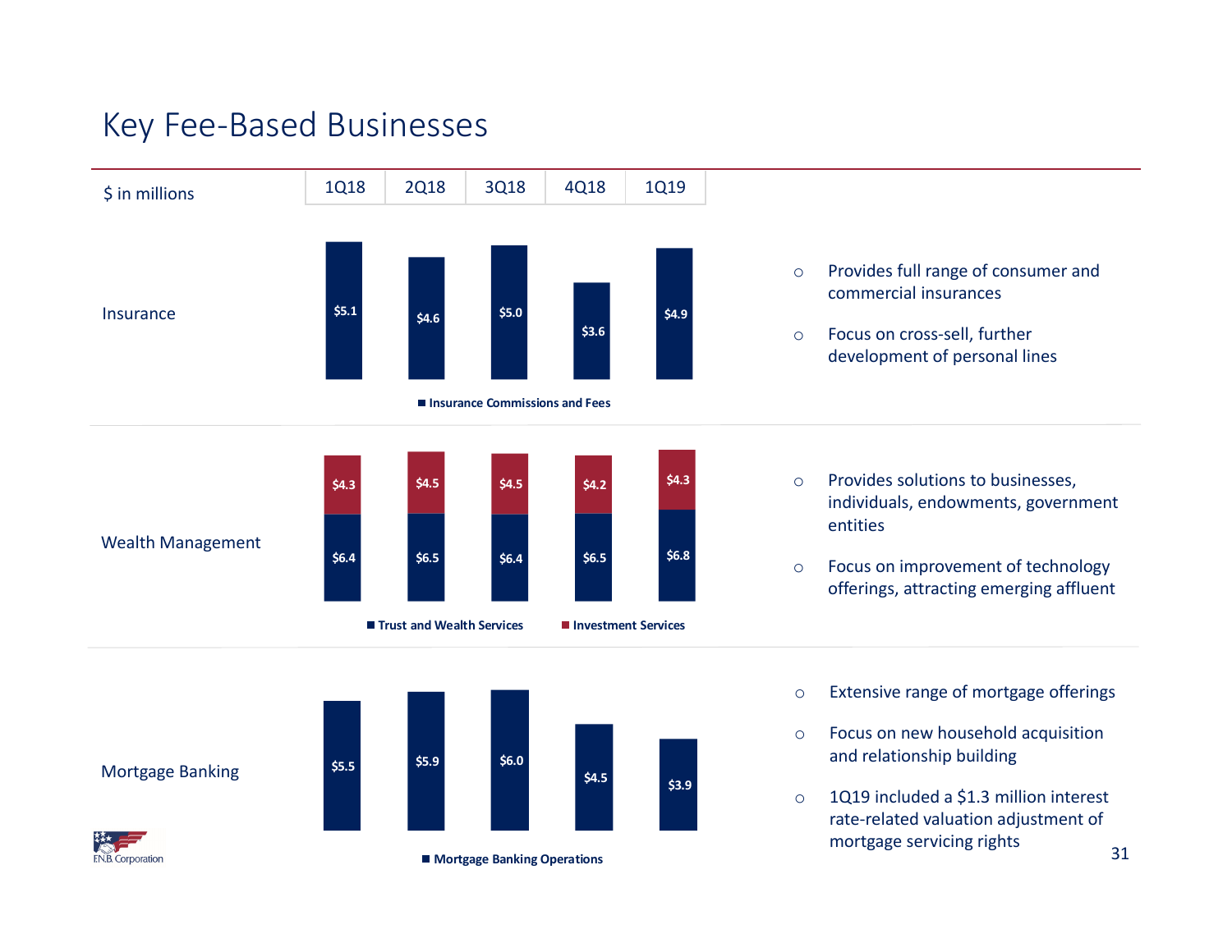# Key Fee-Based Businesses

| $ in millions | 1Q18 | 2Q18 | 3Q18 | 4Q18 | 1Q19 |
|---|---|---|---|---|---|
| **Insurance** | | | | | |
| Insurance Commissions and Fees | $5.1 | $4.6 | $5.0 | $3.6 | $4.9 |
| **Wealth Management** | | | | | |
| Trust and Wealth Services | $6.4 | $6.5 | $6.4 | $6.5 | $6.8 |
| Investment Services | $4.3 | $4.5 | $4.5 | $4.2 | $4.3 |
| **Mortgage Banking** | | | | | |
| Mortgage Banking Operations | $5.5 | $5.9 | $6.0 | $4.5 | $3.9 |

**Insurance**

- Provides full range of consumer and commercial insurances
- Focus on cross-sell, further development of personal lines

**Wealth Management**

- Provides solutions to businesses, individuals, endowments, government entities
- Focus on improvement of technology offerings, attracting emerging affluent

**Mortgage Banking**

- Extensive range of mortgage offerings
- Focus on new household acquisition and relationship building
- 1Q19 included a $1.3 million interest rate-related valuation adjustment of mortgage servicing rights

F.N.B. Corporation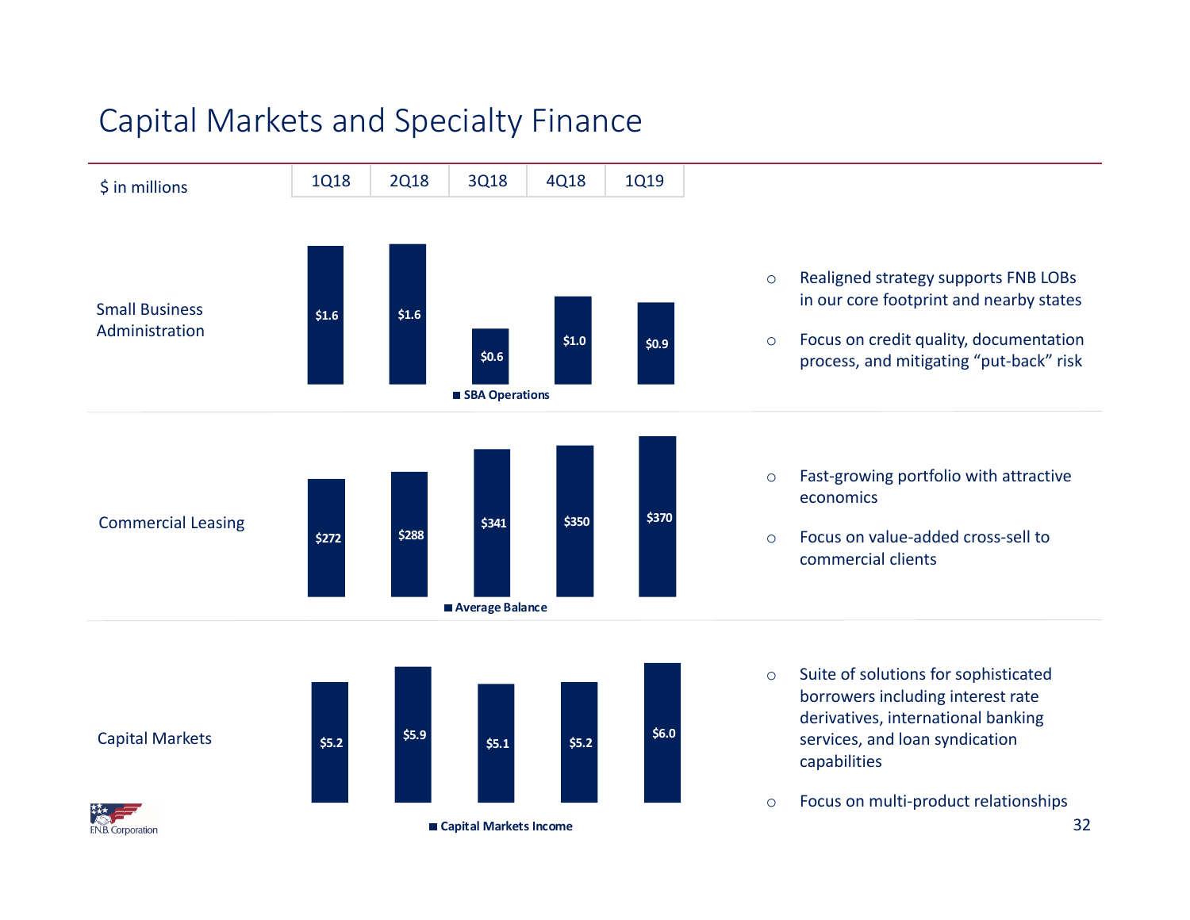# Capital Markets and Specialty Finance

| $ in millions | 1Q18 | 2Q18 | 3Q18 | 4Q18 | 1Q19 |
|---|---|---|---|---|---|
| Small Business Administration – SBA Operations | $1.6 | $1.6 | $0.6 | $1.0 | $0.9 |
| Commercial Leasing – Average Balance | $272 | $288 | $341 | $350 | $370 |
| Capital Markets – Capital Markets Income | $5.2 | $5.9 | $5.1 | $5.2 | $6.0 |

**Small Business Administration**

- Realigned strategy supports FNB LOBs in our core footprint and nearby states
- Focus on credit quality, documentation process, and mitigating "put-back" risk

**Commercial Leasing**

- Fast-growing portfolio with attractive economics
- Focus on value-added cross-sell to commercial clients

**Capital Markets**

- Suite of solutions for sophisticated borrowers including interest rate derivatives, international banking services, and loan syndication capabilities
- Focus on multi-product relationships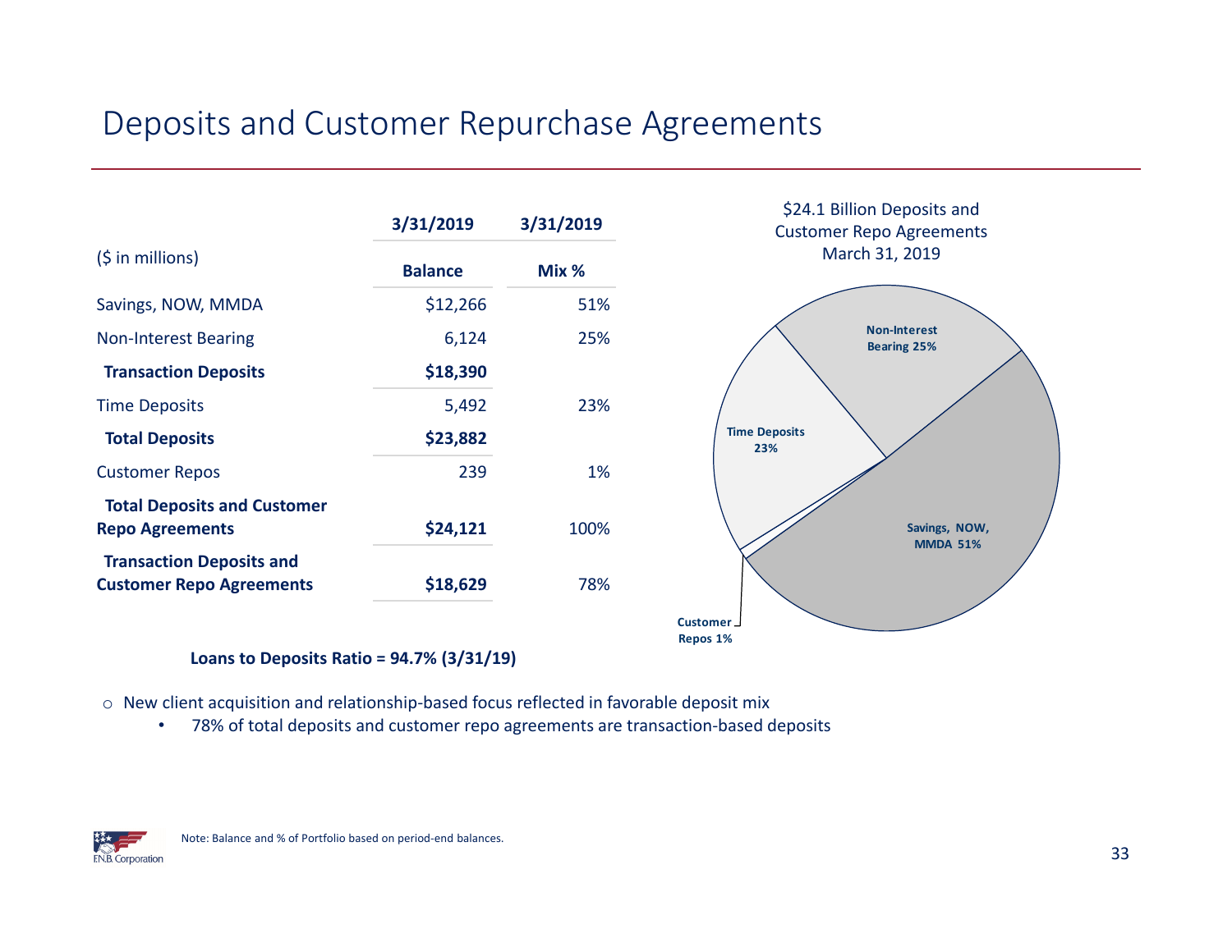# Deposits and Customer Repurchase Agreements

| ($ in millions) | 3/31/2019 Balance | 3/31/2019 Mix % |
|---|---|---|
| Savings, NOW, MMDA | $12,266 | 51% |
| Non-Interest Bearing | 6,124 | 25% |
| **Transaction Deposits** | **$18,390** | |
| Time Deposits | 5,492 | 23% |
| **Total Deposits** | **$23,882** | |
| Customer Repos | 239 | 1% |
| **Total Deposits and Customer Repo Agreements** | **$24,121** | 100% |
| **Transaction Deposits and Customer Repo Agreements** | **$18,629** | 78% |

**Loans to Deposits Ratio = 94.7% (3/31/19)**

$24.1 Billion Deposits and Customer Repo Agreements March 31, 2019

- Non-Interest Bearing 25%
- Time Deposits 23%
- Savings, NOW, MMDA 51%
- Customer Repos 1%

- New client acquisition and relationship-based focus reflected in favorable deposit mix
  - 78% of total deposits and customer repo agreements are transaction-based deposits

Note: Balance and % of Portfolio based on period-end balances.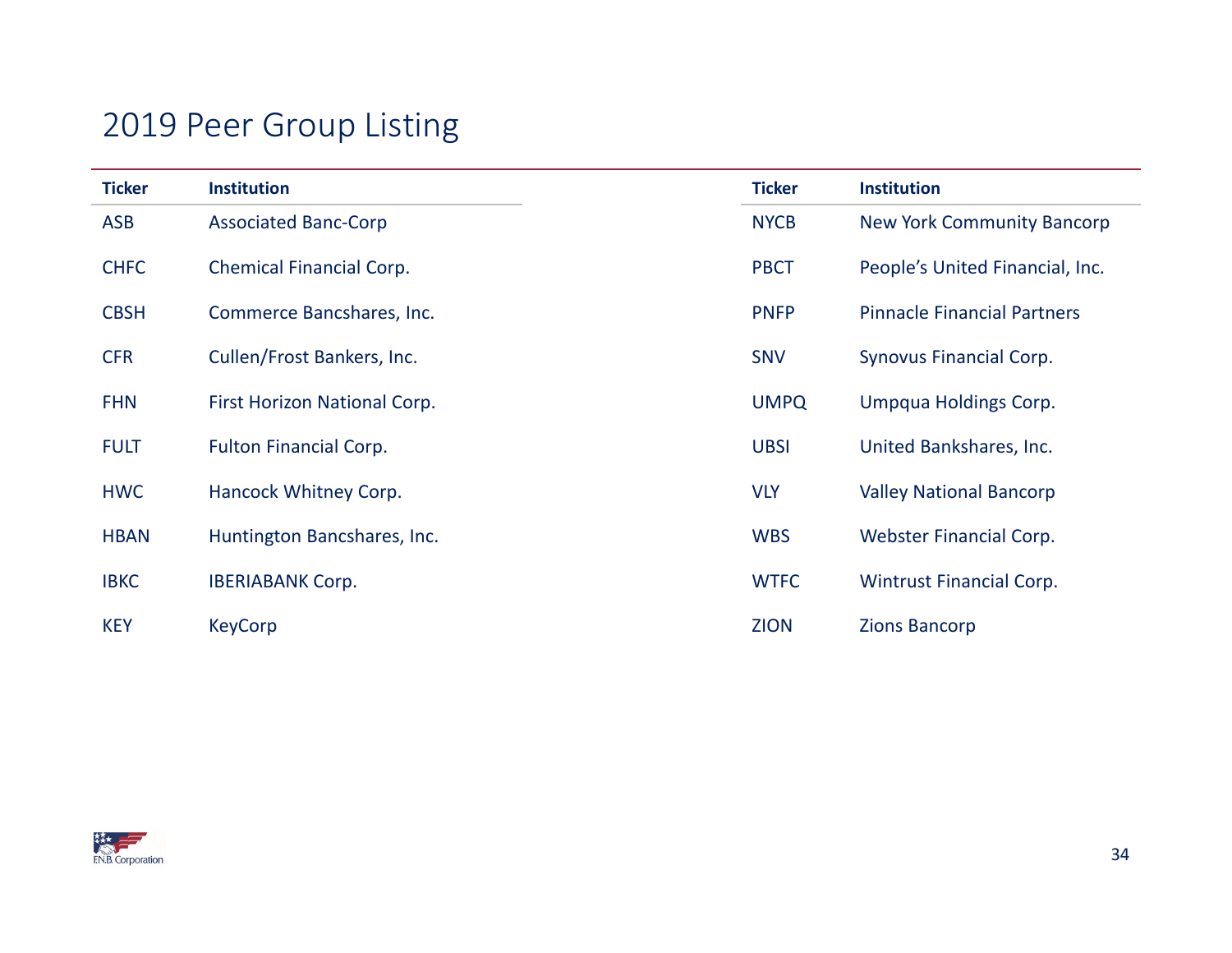# 2019 Peer Group Listing

| Ticker | Institution | Ticker | Institution |
|---|---|---|---|
| ASB | Associated Banc-Corp | NYCB | New York Community Bancorp |
| CHFC | Chemical Financial Corp. | PBCT | People's United Financial, Inc. |
| CBSH | Commerce Bancshares, Inc. | PNFP | Pinnacle Financial Partners |
| CFR | Cullen/Frost Bankers, Inc. | SNV | Synovus Financial Corp. |
| FHN | First Horizon National Corp. | UMPQ | Umpqua Holdings Corp. |
| FULT | Fulton Financial Corp. | UBSI | United Bankshares, Inc. |
| HWC | Hancock Whitney Corp. | VLY | Valley National Bancorp |
| HBAN | Huntington Bancshares, Inc. | WBS | Webster Financial Corp. |
| IBKC | IBERIABANK Corp. | WTFC | Wintrust Financial Corp. |
| KEY | KeyCorp | ZION | Zions Bancorp |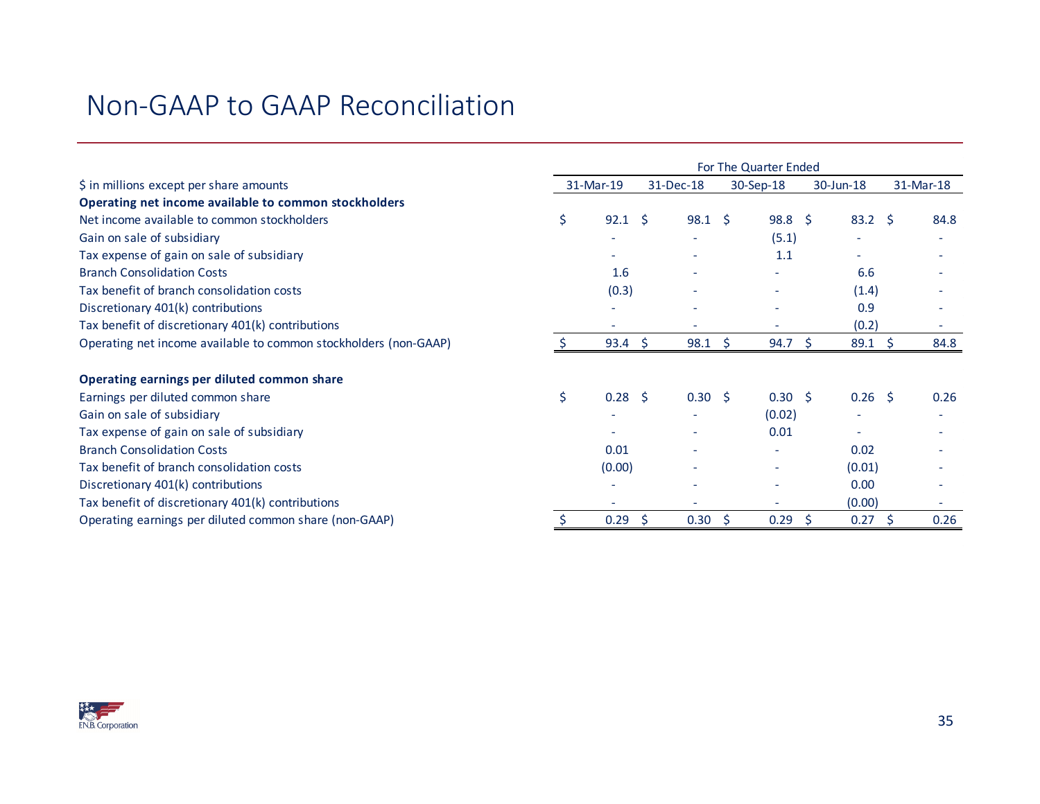# Non-GAAP to GAAP Reconciliation

| | For The Quarter Ended | | | | |
|---|---|---|---|---|---|
| $ in millions except per share amounts | 31-Mar-19 | 31-Dec-18 | 30-Sep-18 | 30-Jun-18 | 31-Mar-18 |
| **Operating net income available to common stockholders** | | | | | |
| Net income available to common stockholders | $ 92.1 | $ 98.1 | $ 98.8 | $ 83.2 | $ 84.8 |
| Gain on sale of subsidiary | - | - | (5.1) | - | - |
| Tax expense of gain on sale of subsidiary | - | - | 1.1 | - | - |
| Branch Consolidation Costs | 1.6 | - | - | 6.6 | - |
| Tax benefit of branch consolidation costs | (0.3) | - | - | (1.4) | - |
| Discretionary 401(k) contributions | - | - | - | 0.9 | - |
| Tax benefit of discretionary 401(k) contributions | - | - | - | (0.2) | - |
| Operating net income available to common stockholders (non-GAAP) | $ 93.4 | $ 98.1 | $ 94.7 | $ 89.1 | $ 84.8 |
| | | | | | |
| **Operating earnings per diluted common share** | | | | | |
| Earnings per diluted common share | $ 0.28 | $ 0.30 | $ 0.30 | $ 0.26 | $ 0.26 |
| Gain on sale of subsidiary | - | - | (0.02) | - | - |
| Tax expense of gain on sale of subsidiary | - | - | 0.01 | - | - |
| Branch Consolidation Costs | 0.01 | - | - | 0.02 | - |
| Tax benefit of branch consolidation costs | (0.00) | - | - | (0.01) | - |
| Discretionary 401(k) contributions | - | - | - | 0.00 | - |
| Tax benefit of discretionary 401(k) contributions | - | - | - | (0.00) | - |
| Operating earnings per diluted common share (non-GAAP) | $ 0.29 | $ 0.30 | $ 0.29 | $ 0.27 | $ 0.26 |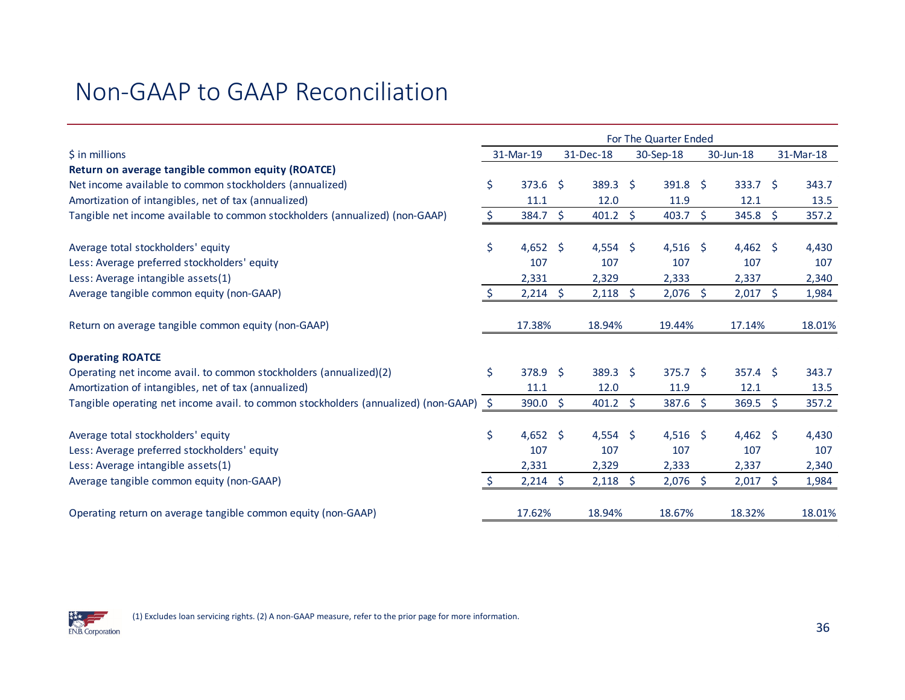# Non-GAAP to GAAP Reconciliation

| $ in millions | For The Quarter Ended 31-Mar-19 | 31-Dec-18 | 30-Sep-18 | 30-Jun-18 | 31-Mar-18 |
|---|---|---|---|---|---|
| **Return on average tangible common equity (ROATCE)** | | | | | |
| Net income available to common stockholders (annualized) | $ 373.6 | $ 389.3 | $ 391.8 | $ 333.7 | $ 343.7 |
| Amortization of intangibles, net of tax (annualized) | 11.1 | 12.0 | 11.9 | 12.1 | 13.5 |
| Tangible net income available to common stockholders (annualized) (non-GAAP) | $ 384.7 | $ 401.2 | $ 403.7 | $ 345.8 | $ 357.2 |
| | | | | | |
| Average total stockholders' equity | $ 4,652 | $ 4,554 | $ 4,516 | $ 4,462 | $ 4,430 |
| Less: Average preferred stockholders' equity | 107 | 107 | 107 | 107 | 107 |
| Less: Average intangible assets(1) | 2,331 | 2,329 | 2,333 | 2,337 | 2,340 |
| Average tangible common equity (non-GAAP) | $ 2,214 | $ 2,118 | $ 2,076 | $ 2,017 | $ 1,984 |
| | | | | | |
| Return on average tangible common equity (non-GAAP) | 17.38% | 18.94% | 19.44% | 17.14% | 18.01% |
| | | | | | |
| **Operating ROATCE** | | | | | |
| Operating net income avail. to common stockholders (annualized)(2) | $ 378.9 | $ 389.3 | $ 375.7 | $ 357.4 | $ 343.7 |
| Amortization of intangibles, net of tax (annualized) | 11.1 | 12.0 | 11.9 | 12.1 | 13.5 |
| Tangible operating net income avail. to common stockholders (annualized) (non-GAAP) | $ 390.0 | $ 401.2 | $ 387.6 | $ 369.5 | $ 357.2 |
| | | | | | |
| Average total stockholders' equity | $ 4,652 | $ 4,554 | $ 4,516 | $ 4,462 | $ 4,430 |
| Less: Average preferred stockholders' equity | 107 | 107 | 107 | 107 | 107 |
| Less: Average intangible assets(1) | 2,331 | 2,329 | 2,333 | 2,337 | 2,340 |
| Average tangible common equity (non-GAAP) | $ 2,214 | $ 2,118 | $ 2,076 | $ 2,017 | $ 1,984 |
| | | | | | |
| Operating return on average tangible common equity (non-GAAP) | 17.62% | 18.94% | 18.67% | 18.32% | 18.01% |

(1) Excludes loan servicing rights. (2) A non-GAAP measure, refer to the prior page for more information.

F.N.B. Corporation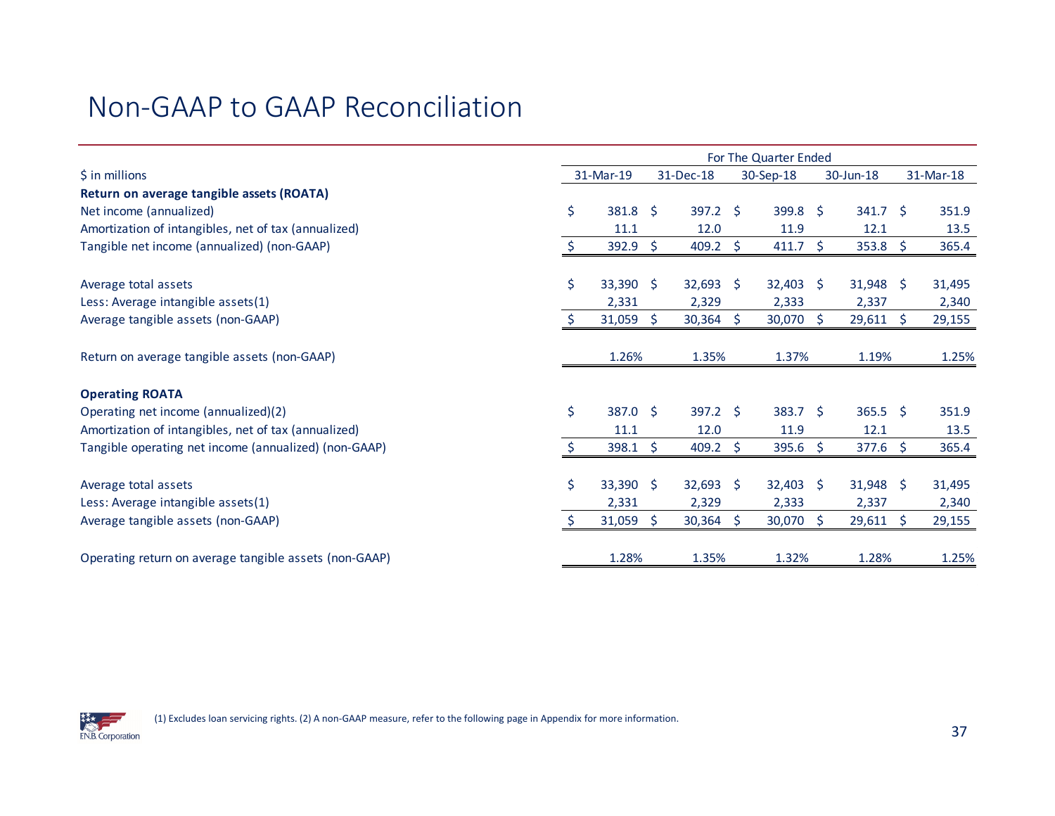# Non-GAAP to GAAP Reconciliation

| $ in millions | For The Quarter Ended 31-Mar-19 | 31-Dec-18 | 30-Sep-18 | 30-Jun-18 | 31-Mar-18 |
|---|---|---|---|---|---|
| **Return on average tangible assets (ROATA)** | | | | | |
| Net income (annualized) | $ 381.8 | $ 397.2 | $ 399.8 | $ 341.7 | $ 351.9 |
| Amortization of intangibles, net of tax (annualized) | 11.1 | 12.0 | 11.9 | 12.1 | 13.5 |
| Tangible net income (annualized) (non-GAAP) | $ 392.9 | $ 409.2 | $ 411.7 | $ 353.8 | $ 365.4 |
| | | | | | |
| Average total assets | $ 33,390 | $ 32,693 | $ 32,403 | $ 31,948 | $ 31,495 |
| Less: Average intangible assets(1) | 2,331 | 2,329 | 2,333 | 2,337 | 2,340 |
| Average tangible assets (non-GAAP) | $ 31,059 | $ 30,364 | $ 30,070 | $ 29,611 | $ 29,155 |
| | | | | | |
| Return on average tangible assets (non-GAAP) | 1.26% | 1.35% | 1.37% | 1.19% | 1.25% |
| | | | | | |
| **Operating ROATA** | | | | | |
| Operating net income (annualized)(2) | $ 387.0 | $ 397.2 | $ 383.7 | $ 365.5 | $ 351.9 |
| Amortization of intangibles, net of tax (annualized) | 11.1 | 12.0 | 11.9 | 12.1 | 13.5 |
| Tangible operating net income (annualized) (non-GAAP) | $ 398.1 | $ 409.2 | $ 395.6 | $ 377.6 | $ 365.4 |
| | | | | | |
| Average total assets | $ 33,390 | $ 32,693 | $ 32,403 | $ 31,948 | $ 31,495 |
| Less: Average intangible assets(1) | 2,331 | 2,329 | 2,333 | 2,337 | 2,340 |
| Average tangible assets (non-GAAP) | $ 31,059 | $ 30,364 | $ 30,070 | $ 29,611 | $ 29,155 |
| | | | | | |
| Operating return on average tangible assets (non-GAAP) | 1.28% | 1.35% | 1.32% | 1.28% | 1.25% |

(1) Excludes loan servicing rights. (2) A non-GAAP measure, refer to the following page in Appendix for more information.

F.N.B. Corporation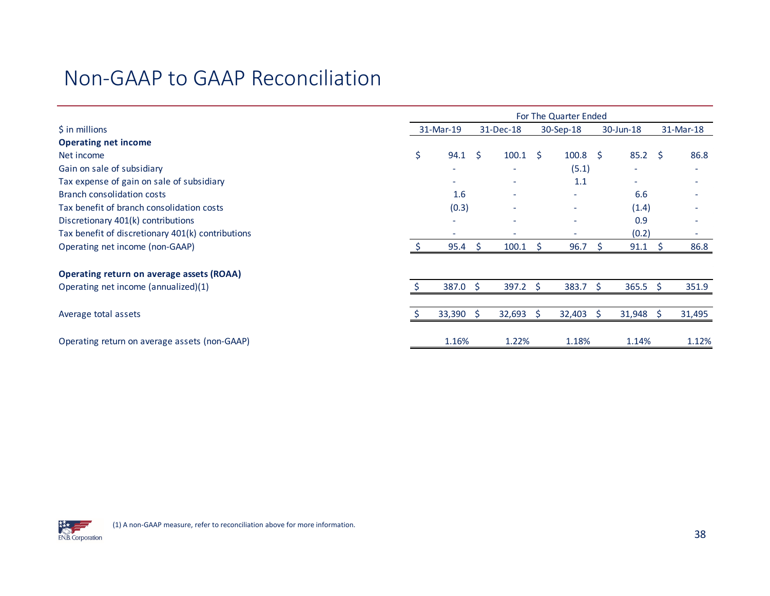# Non-GAAP to GAAP Reconciliation

| $ in millions | For The Quarter Ended | | | | |
|---|---|---|---|---|---|
| | 31-Mar-19 | 31-Dec-18 | 30-Sep-18 | 30-Jun-18 | 31-Mar-18 |
| **Operating net income** | | | | | |
| Net income | $ 94.1 | $ 100.1 | $ 100.8 | $ 85.2 | $ 86.8 |
| Gain on sale of subsidiary | - | - | (5.1) | - | - |
| Tax expense of gain on sale of subsidiary | - | - | 1.1 | - | - |
| Branch consolidation costs | 1.6 | - | - | 6.6 | - |
| Tax benefit of branch consolidation costs | (0.3) | - | - | (1.4) | - |
| Discretionary 401(k) contributions | - | - | - | 0.9 | - |
| Tax benefit of discretionary 401(k) contributions | - | - | - | (0.2) | - |
| Operating net income (non-GAAP) | $ 95.4 | $ 100.1 | $ 96.7 | $ 91.1 | $ 86.8 |
| | | | | | |
| **Operating return on average assets (ROAA)** | | | | | |
| Operating net income (annualized)(1) | $ 387.0 | $ 397.2 | $ 383.7 | $ 365.5 | $ 351.9 |
| | | | | | |
| Average total assets | $ 33,390 | $ 32,693 | $ 32,403 | $ 31,948 | $ 31,495 |
| | | | | | |
| Operating return on average assets (non-GAAP) | 1.16% | 1.22% | 1.18% | 1.14% | 1.12% |

(1) A non-GAAP measure, refer to reconciliation above for more information.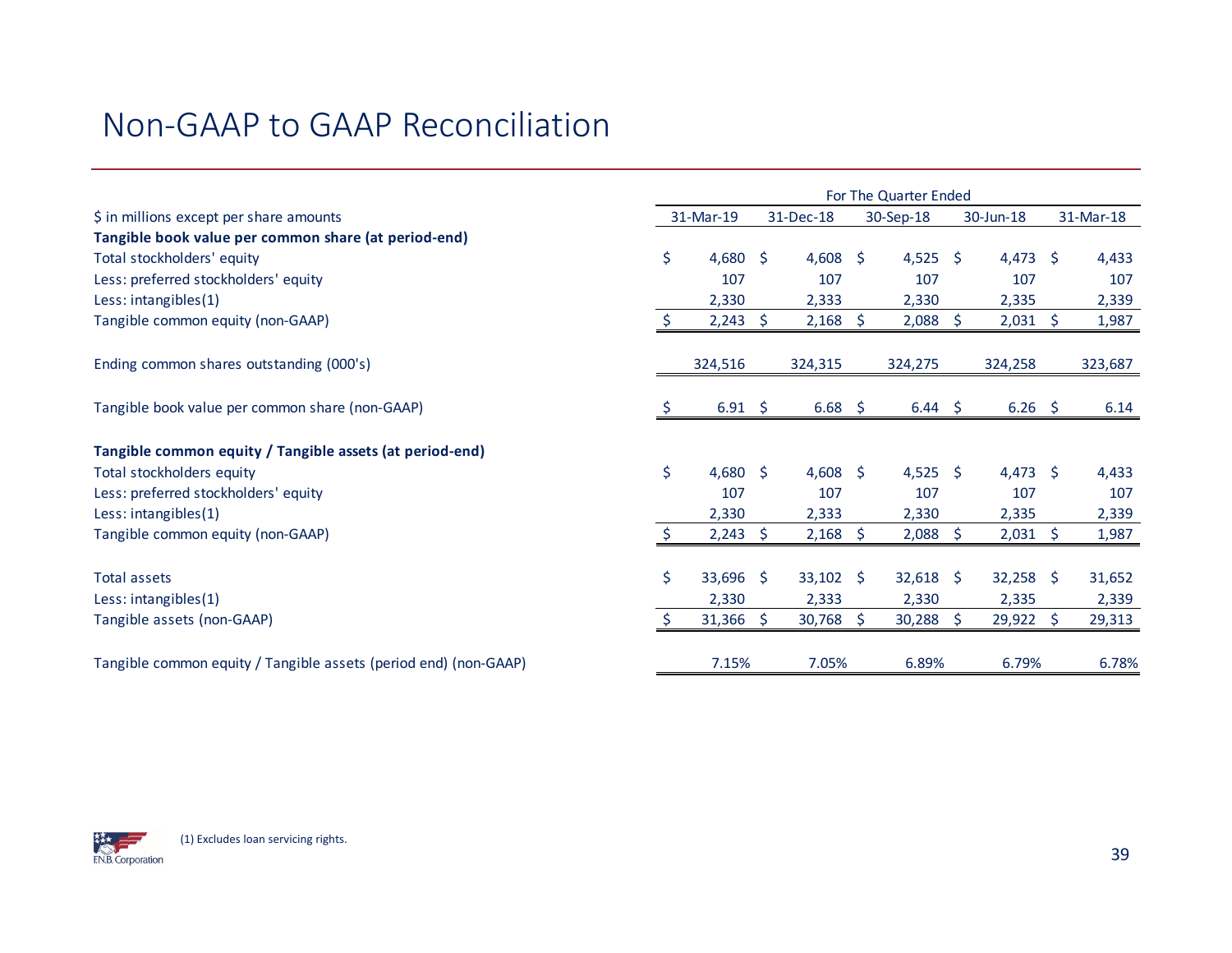# Non-GAAP to GAAP Reconciliation

| $ in millions except per share amounts | For The Quarter Ended 31-Mar-19 | 31-Dec-18 | 30-Sep-18 | 30-Jun-18 | 31-Mar-18 |
|---|---|---|---|---|---|
| **Tangible book value per common share (at period-end)** | | | | | |
| Total stockholders' equity | $ 4,680 | $ 4,608 | $ 4,525 | $ 4,473 | $ 4,433 |
| Less: preferred stockholders' equity | 107 | 107 | 107 | 107 | 107 |
| Less: intangibles(1) | 2,330 | 2,333 | 2,330 | 2,335 | 2,339 |
| Tangible common equity (non-GAAP) | $ 2,243 | $ 2,168 | $ 2,088 | $ 2,031 | $ 1,987 |
| Ending common shares outstanding (000's) | 324,516 | 324,315 | 324,275 | 324,258 | 323,687 |
| Tangible book value per common share (non-GAAP) | $ 6.91 | $ 6.68 | $ 6.44 | $ 6.26 | $ 6.14 |
| **Tangible common equity / Tangible assets (at period-end)** | | | | | |
| Total stockholders equity | $ 4,680 | $ 4,608 | $ 4,525 | $ 4,473 | $ 4,433 |
| Less: preferred stockholders' equity | 107 | 107 | 107 | 107 | 107 |
| Less: intangibles(1) | 2,330 | 2,333 | 2,330 | 2,335 | 2,339 |
| Tangible common equity (non-GAAP) | $ 2,243 | $ 2,168 | $ 2,088 | $ 2,031 | $ 1,987 |
| Total assets | $ 33,696 | $ 33,102 | $ 32,618 | $ 32,258 | $ 31,652 |
| Less: intangibles(1) | 2,330 | 2,333 | 2,330 | 2,335 | 2,339 |
| Tangible assets (non-GAAP) | $ 31,366 | $ 30,768 | $ 30,288 | $ 29,922 | $ 29,313 |
| Tangible common equity / Tangible assets (period end) (non-GAAP) | 7.15% | 7.05% | 6.89% | 6.79% | 6.78% |

(1) Excludes loan servicing rights.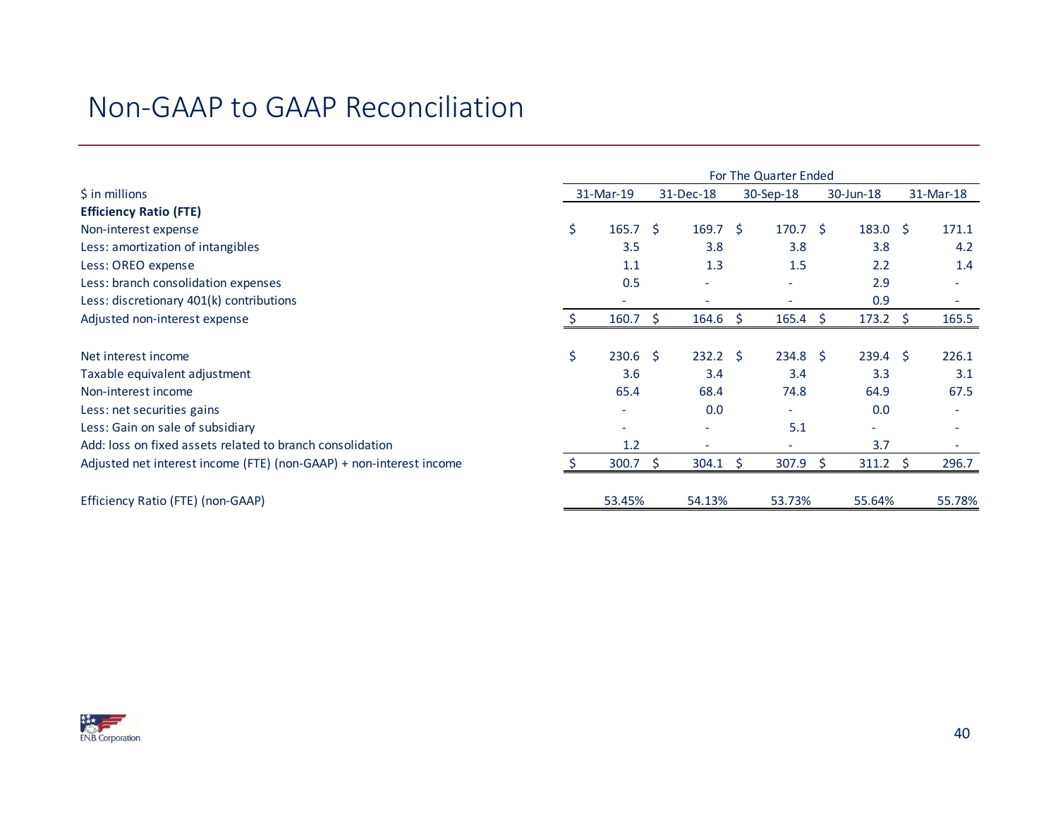# Non-GAAP to GAAP Reconciliation

| $ in millions | 31-Mar-19 | 31-Dec-18 | 30-Sep-18 | 30-Jun-18 | 31-Mar-18 |
|---|---|---|---|---|---|
| | For The Quarter Ended | | | | |
| **Efficiency Ratio (FTE)** | | | | | |
| Non-interest expense | $ 165.7 | $ 169.7 | $ 170.7 | $ 183.0 | $ 171.1 |
| Less: amortization of intangibles | 3.5 | 3.8 | 3.8 | 3.8 | 4.2 |
| Less: OREO expense | 1.1 | 1.3 | 1.5 | 2.2 | 1.4 |
| Less: branch consolidation expenses | 0.5 | - | - | 2.9 | - |
| Less: discretionary 401(k) contributions | - | - | - | 0.9 | - |
| Adjusted non-interest expense | $ 160.7 | $ 164.6 | $ 165.4 | $ 173.2 | $ 165.5 |
| | | | | | |
| Net interest income | $ 230.6 | $ 232.2 | $ 234.8 | $ 239.4 | $ 226.1 |
| Taxable equivalent adjustment | 3.6 | 3.4 | 3.4 | 3.3 | 3.1 |
| Non-interest income | 65.4 | 68.4 | 74.8 | 64.9 | 67.5 |
| Less: net securities gains | - | 0.0 | - | 0.0 | - |
| Less: Gain on sale of subsidiary | - | - | 5.1 | - | - |
| Add: loss on fixed assets related to branch consolidation | 1.2 | - | - | 3.7 | - |
| Adjusted net interest income (FTE) (non-GAAP) + non-interest income | $ 300.7 | $ 304.1 | $ 307.9 | $ 311.2 | $ 296.7 |
| | | | | | |
| Efficiency Ratio (FTE) (non-GAAP) | 53.45% | 54.13% | 53.73% | 55.64% | 55.78% |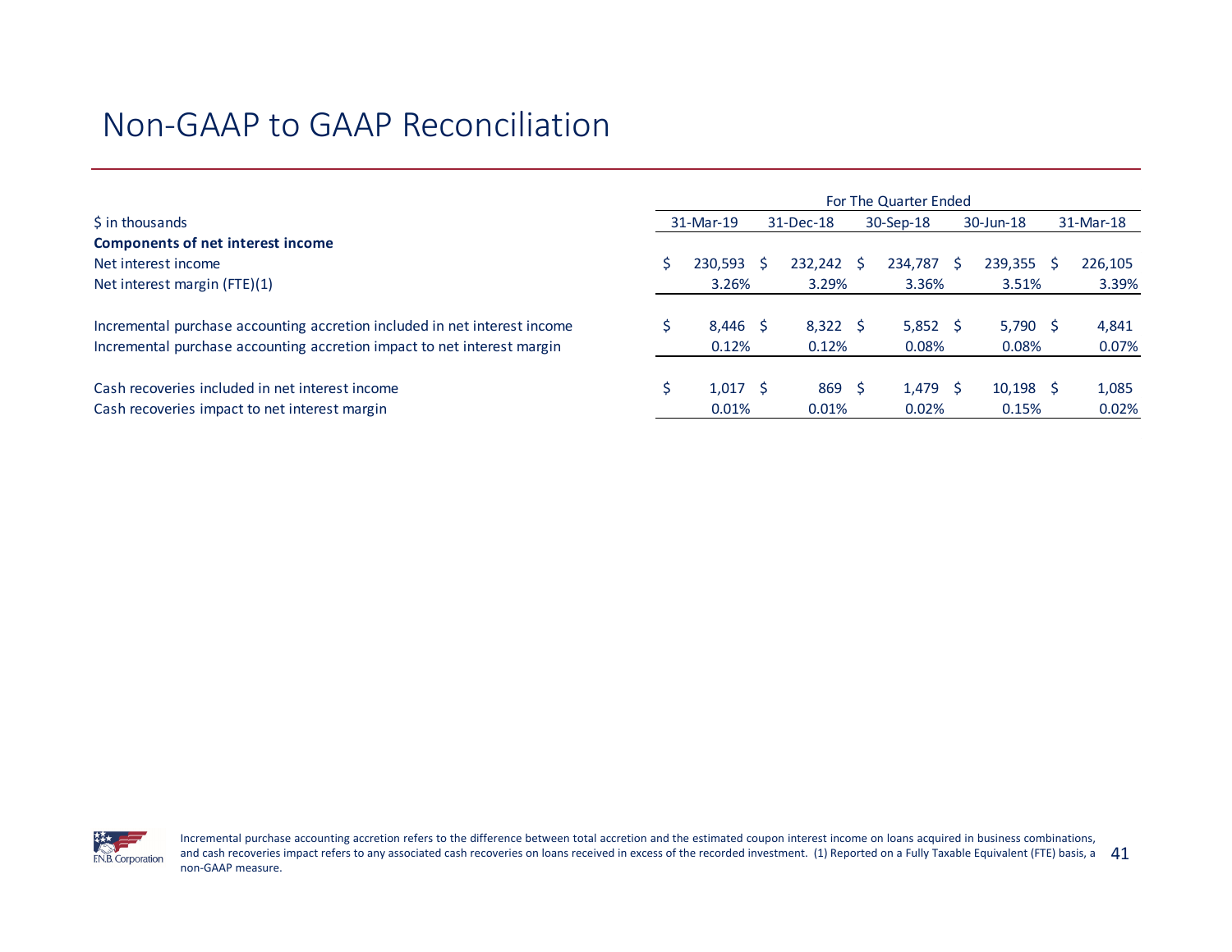# Non-GAAP to GAAP Reconciliation

| $ in thousands | For The Quarter Ended | | | | |
|---|---|---|---|---|---|
| | 31-Mar-19 | 31-Dec-18 | 30-Sep-18 | 30-Jun-18 | 31-Mar-18 |
| **Components of net interest income** | | | | | |
| Net interest income | $ 230,593 | $ 232,242 | $ 234,787 | $ 239,355 | $ 226,105 |
| Net interest margin (FTE)(1) | 3.26% | 3.29% | 3.36% | 3.51% | 3.39% |
| | | | | | |
| Incremental purchase accounting accretion included in net interest income | $ 8,446 | $ 8,322 | $ 5,852 | $ 5,790 | $ 4,841 |
| Incremental purchase accounting accretion impact to net interest margin | 0.12% | 0.12% | 0.08% | 0.08% | 0.07% |
| | | | | | |
| Cash recoveries included in net interest income | $ 1,017 | $ 869 | $ 1,479 | $ 10,198 | $ 1,085 |
| Cash recoveries impact to net interest margin | 0.01% | 0.01% | 0.02% | 0.15% | 0.02% |

Incremental purchase accounting accretion refers to the difference between total accretion and the estimated coupon interest income on loans acquired in business combinations, and cash recoveries impact refers to any associated cash recoveries on loans received in excess of the recorded investment. (1) Reported on a Fully Taxable Equivalent (FTE) basis, a non-GAAP measure.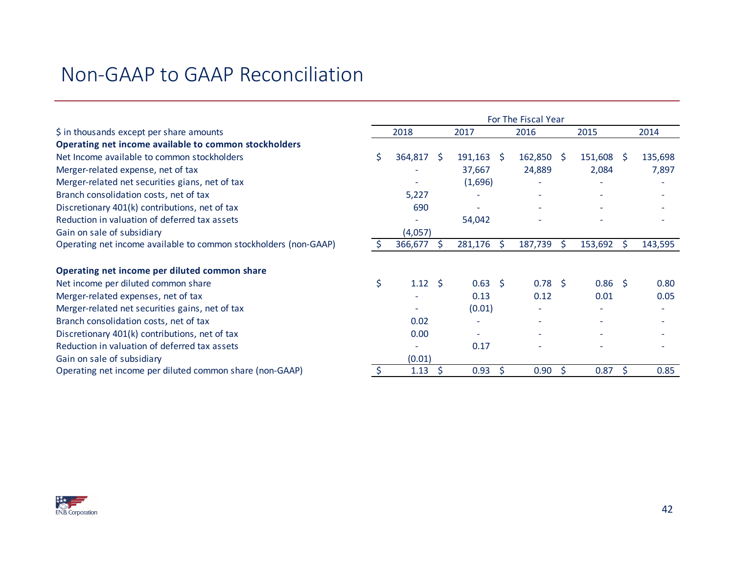# Non-GAAP to GAAP Reconciliation

| $ in thousands except per share amounts | For The Fiscal Year 2018 | 2017 | 2016 | 2015 | 2014 |
|---|---|---|---|---|---|
| **Operating net income available to common stockholders** | | | | | |
| Net Income available to common stockholders | $ 364,817 | $ 191,163 | $ 162,850 | $ 151,608 | $ 135,698 |
| Merger-related expense, net of tax | - | 37,667 | 24,889 | 2,084 | 7,897 |
| Merger-related net securities gians, net of tax | - | (1,696) | - | - | - |
| Branch consolidation costs, net of tax | 5,227 | - | - | - | - |
| Discretionary 401(k) contributions, net of tax | 690 | - | - | - | - |
| Reduction in valuation of deferred tax assets | - | 54,042 | - | - | - |
| Gain on sale of subsidiary | (4,057) | | | | |
| Operating net income available to common stockholders (non-GAAP) | $ 366,677 | $ 281,176 | $ 187,739 | $ 153,692 | $ 143,595 |
| | | | | | |
| **Operating net income per diluted common share** | | | | | |
| Net income per diluted common share | $ 1.12 | $ 0.63 | $ 0.78 | $ 0.86 | $ 0.80 |
| Merger-related expenses, net of tax | - | 0.13 | 0.12 | 0.01 | 0.05 |
| Merger-related net securities gains, net of tax | - | (0.01) | - | - | - |
| Branch consolidation costs, net of tax | 0.02 | - | - | - | - |
| Discretionary 401(k) contributions, net of tax | 0.00 | - | - | - | - |
| Reduction in valuation of deferred tax assets | - | 0.17 | - | - | - |
| Gain on sale of subsidiary | (0.01) | | | | |
| Operating net income per diluted common share (non-GAAP) | $ 1.13 | $ 0.93 | $ 0.90 | $ 0.87 | $ 0.85 |

F.N.B. Corporation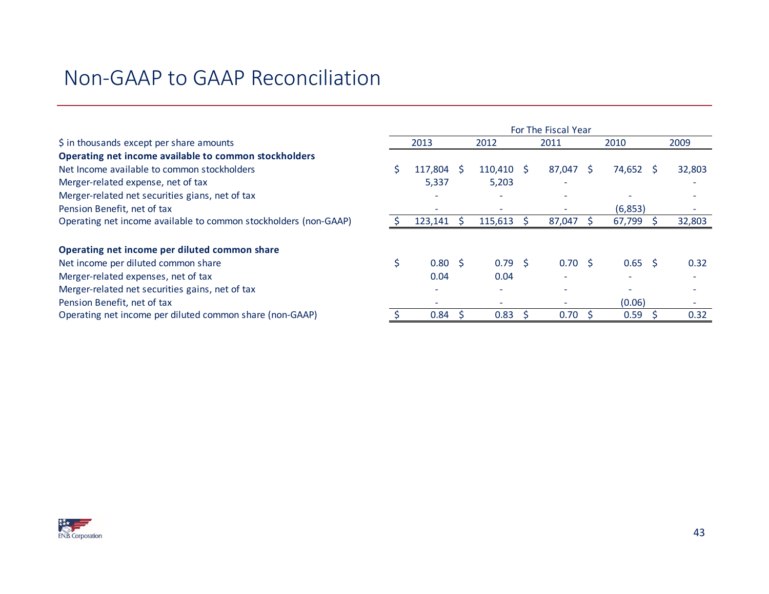# Non-GAAP to GAAP Reconciliation

| $ in thousands except per share amounts | For The Fiscal Year 2013 | 2012 | 2011 | 2010 | 2009 |
|---|---|---|---|---|---|
| **Operating net income available to common stockholders** | | | | | |
| Net Income available to common stockholders | $ 117,804 | $ 110,410 | $ 87,047 | $ 74,652 | $ 32,803 |
| Merger-related expense, net of tax | 5,337 | 5,203 | - | | - |
| Merger-related net securities gians, net of tax | - | - | - | - | - |
| Pension Benefit, net of tax | - | - | - | (6,853) | - |
| Operating net income available to common stockholders (non-GAAP) | $ 123,141 | $ 115,613 | $ 87,047 | $ 67,799 | $ 32,803 |
| | | | | | |
| **Operating net income per diluted common share** | | | | | |
| Net income per diluted common share | $ 0.80 | $ 0.79 | $ 0.70 | $ 0.65 | $ 0.32 |
| Merger-related expenses, net of tax | 0.04 | 0.04 | - | - | - |
| Merger-related net securities gains, net of tax | - | - | - | - | - |
| Pension Benefit, net of tax | - | - | - | (0.06) | - |
| Operating net income per diluted common share (non-GAAP) | $ 0.84 | $ 0.83 | $ 0.70 | $ 0.59 | $ 0.32 |

F.N.B. Corporation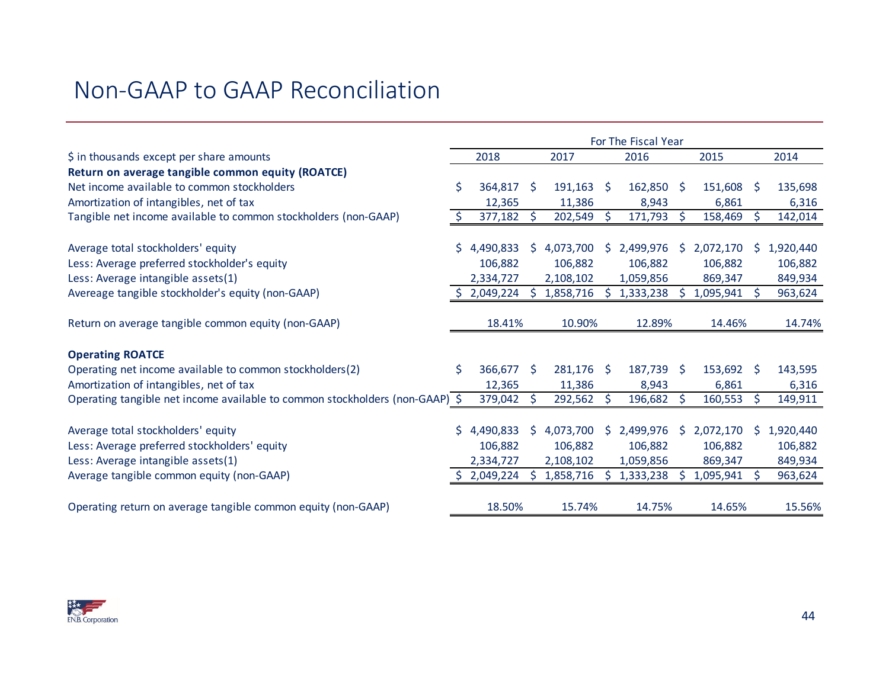# Non-GAAP to GAAP Reconciliation

| $ in thousands except per share amounts | For The Fiscal Year 2018 | 2017 | 2016 | 2015 | 2014 |
|---|---|---|---|---|---|
| **Return on average tangible common equity (ROATCE)** | | | | | |
| Net income available to common stockholders | $ 364,817 | $ 191,163 | $ 162,850 | $ 151,608 | $ 135,698 |
| Amortization of intangibles, net of tax | 12,365 | 11,386 | 8,943 | 6,861 | 6,316 |
| Tangible net income available to common stockholders (non-GAAP) | $ 377,182 | $ 202,549 | $ 171,793 | $ 158,469 | $ 142,014 |
| | | | | | |
| Average total stockholders' equity | $ 4,490,833 | $ 4,073,700 | $ 2,499,976 | $ 2,072,170 | $ 1,920,440 |
| Less: Average preferred stockholder's equity | 106,882 | 106,882 | 106,882 | 106,882 | 106,882 |
| Less: Average intangible assets(1) | 2,334,727 | 2,108,102 | 1,059,856 | 869,347 | 849,934 |
| Avereage tangible stockholder's equity (non-GAAP) | $ 2,049,224 | $ 1,858,716 | $ 1,333,238 | $ 1,095,941 | $ 963,624 |
| | | | | | |
| Return on average tangible common equity (non-GAAP) | 18.41% | 10.90% | 12.89% | 14.46% | 14.74% |
| | | | | | |
| **Operating ROATCE** | | | | | |
| Operating net income available to common stockholders(2) | $ 366,677 | $ 281,176 | $ 187,739 | $ 153,692 | $ 143,595 |
| Amortization of intangibles, net of tax | 12,365 | 11,386 | 8,943 | 6,861 | 6,316 |
| Operating tangible net income available to common stockholders (non-GAAP) | $ 379,042 | $ 292,562 | $ 196,682 | $ 160,553 | $ 149,911 |
| | | | | | |
| Average total stockholders' equity | $ 4,490,833 | $ 4,073,700 | $ 2,499,976 | $ 2,072,170 | $ 1,920,440 |
| Less: Average preferred stockholders' equity | 106,882 | 106,882 | 106,882 | 106,882 | 106,882 |
| Less: Average intangible assets(1) | 2,334,727 | 2,108,102 | 1,059,856 | 869,347 | 849,934 |
| Average tangible common equity (non-GAAP) | $ 2,049,224 | $ 1,858,716 | $ 1,333,238 | $ 1,095,941 | $ 963,624 |
| | | | | | |
| Operating return on average tangible common equity (non-GAAP) | 18.50% | 15.74% | 14.75% | 14.65% | 15.56% |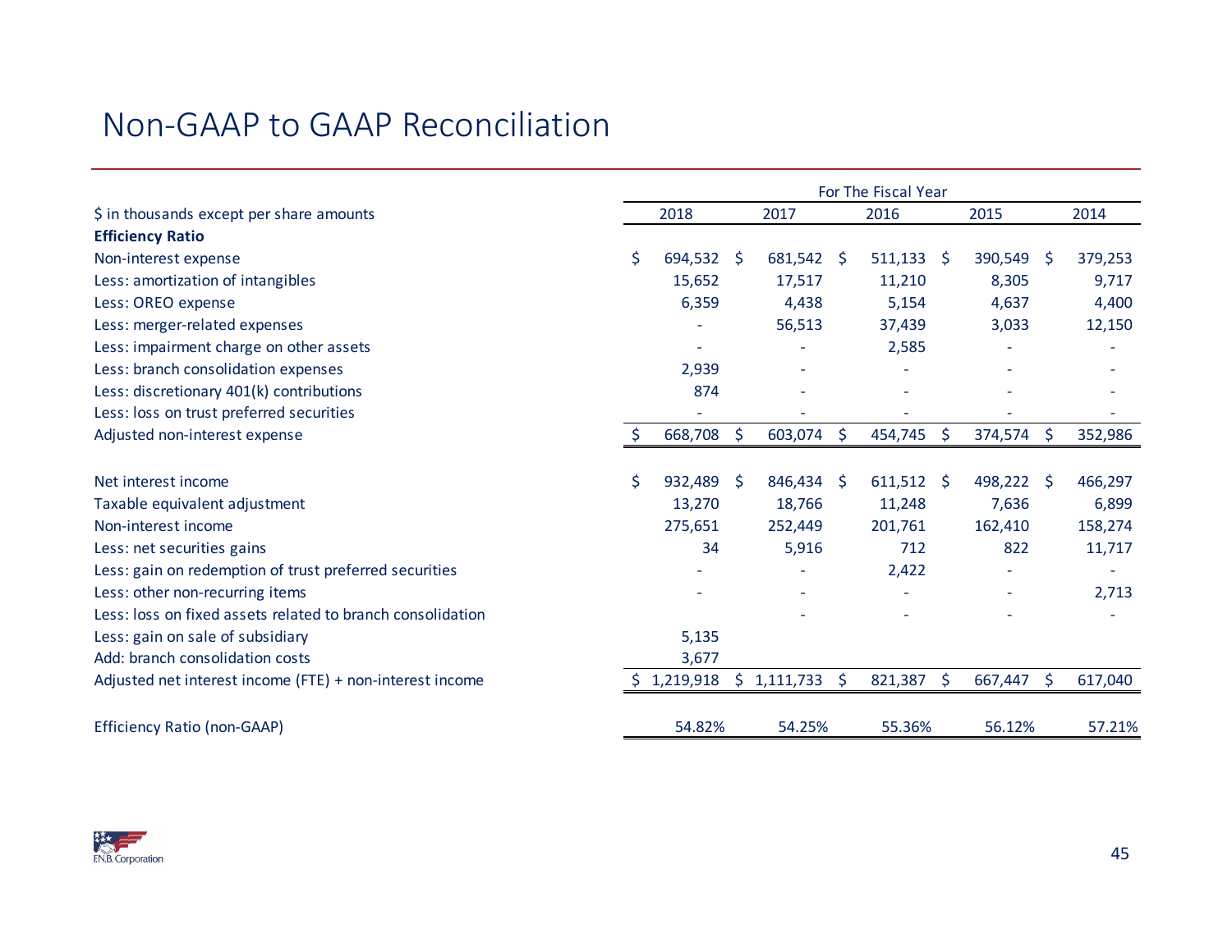# Non-GAAP to GAAP Reconciliation

| $ in thousands except per share amounts | 2018 | 2017 | 2016 | 2015 | 2014 |
|---|---|---|---|---|---|
| | For The Fiscal Year | | | | |
| **Efficiency Ratio** | | | | | |
| Non-interest expense | $ 694,532 | $ 681,542 | $ 511,133 | $ 390,549 | $ 379,253 |
| Less: amortization of intangibles | 15,652 | 17,517 | 11,210 | 8,305 | 9,717 |
| Less: OREO expense | 6,359 | 4,438 | 5,154 | 4,637 | 4,400 |
| Less: merger-related expenses | - | 56,513 | 37,439 | 3,033 | 12,150 |
| Less: impairment charge on other assets | - | - | 2,585 | - | - |
| Less: branch consolidation expenses | 2,939 | - | - | - | - |
| Less: discretionary 401(k) contributions | 874 | - | - | - | - |
| Less: loss on trust preferred securities | - | - | - | - | - |
| Adjusted non-interest expense | $ 668,708 | $ 603,074 | $ 454,745 | $ 374,574 | $ 352,986 |
| | | | | | |
| Net interest income | $ 932,489 | $ 846,434 | $ 611,512 | $ 498,222 | $ 466,297 |
| Taxable equivalent adjustment | 13,270 | 18,766 | 11,248 | 7,636 | 6,899 |
| Non-interest income | 275,651 | 252,449 | 201,761 | 162,410 | 158,274 |
| Less: net securities gains | 34 | 5,916 | 712 | 822 | 11,717 |
| Less: gain on redemption of trust preferred securities | - | - | 2,422 | - | - |
| Less: other non-recurring items | - | - | - | - | 2,713 |
| Less: loss on fixed assets related to branch consolidation | | - | - | - | - |
| Less: gain on sale of subsidiary | 5,135 | | | | |
| Add: branch consolidation costs | 3,677 | | | | |
| Adjusted net interest income (FTE) + non-interest income | $ 1,219,918 | $ 1,111,733 | $ 821,387 | $ 667,447 | $ 617,040 |
| | | | | | |
| Efficiency Ratio (non-GAAP) | 54.82% | 54.25% | 55.36% | 56.12% | 57.21% |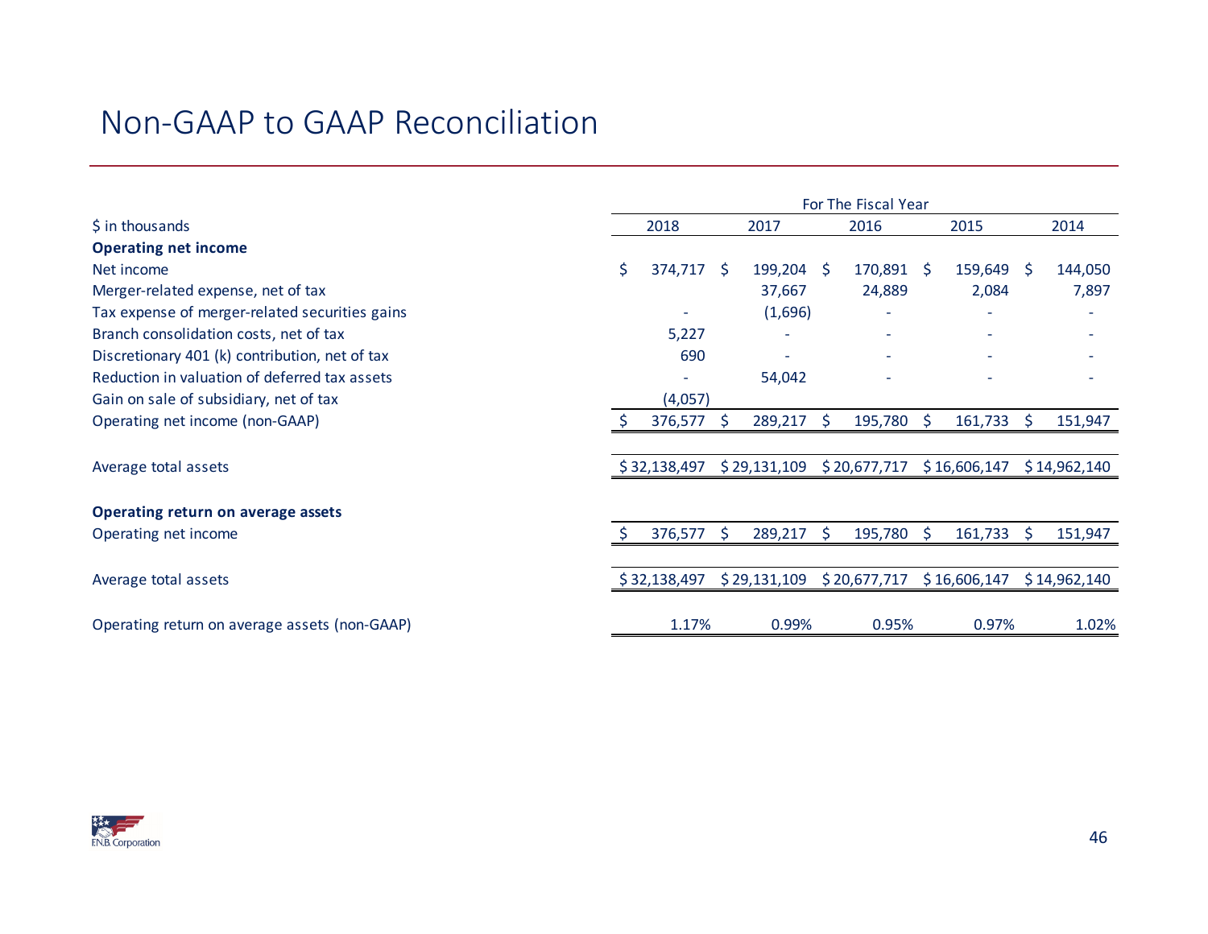# Non-GAAP to GAAP Reconciliation

| $ in thousands | For The Fiscal Year 2018 | 2017 | 2016 | 2015 | 2014 |
|---|---|---|---|---|---|
| **Operating net income** | | | | | |
| Net income | $ 374,717 | $ 199,204 | $ 170,891 | $ 159,649 | $ 144,050 |
| Merger-related expense, net of tax | | 37,667 | 24,889 | 2,084 | 7,897 |
| Tax expense of merger-related securities gains | - | (1,696) | - | - | - |
| Branch consolidation costs, net of tax | 5,227 | - | - | - | - |
| Discretionary 401 (k) contribution, net of tax | 690 | - | - | - | - |
| Reduction in valuation of deferred tax assets | - | 54,042 | - | - | - |
| Gain on sale of subsidiary, net of tax | (4,057) | | | | |
| Operating net income (non-GAAP) | $ 376,577 | $ 289,217 | $ 195,780 | $ 161,733 | $ 151,947 |
| | | | | | |
| Average total assets | $ 32,138,497 | $ 29,131,109 | $ 20,677,717 | $ 16,606,147 | $ 14,962,140 |
| | | | | | |
| **Operating return on average assets** | | | | | |
| Operating net income | $ 376,577 | $ 289,217 | $ 195,780 | $ 161,733 | $ 151,947 |
| | | | | | |
| Average total assets | $ 32,138,497 | $ 29,131,109 | $ 20,677,717 | $ 16,606,147 | $ 14,962,140 |
| | | | | | |
| Operating return on average assets (non-GAAP) | 1.17% | 0.99% | 0.95% | 0.97% | 1.02% |

F.N.B. Corporation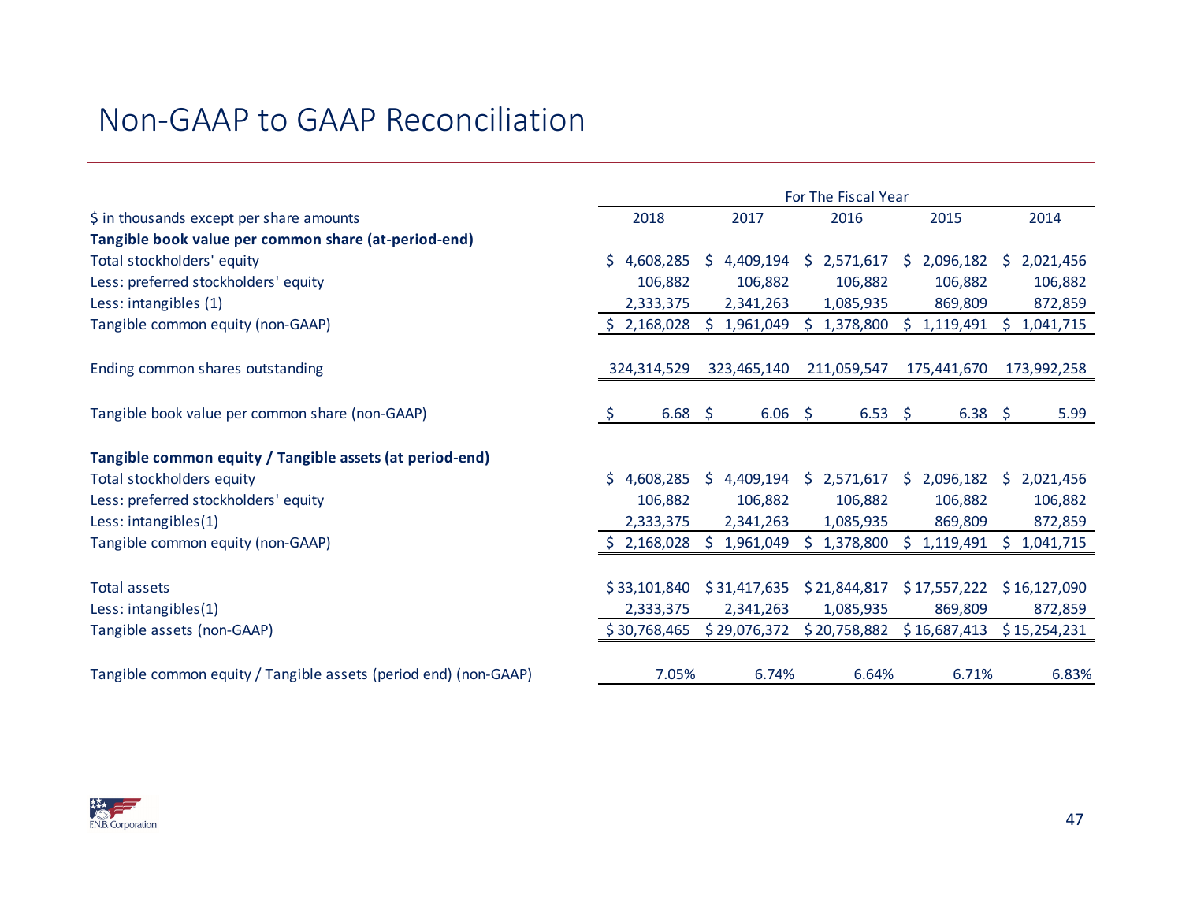# Non-GAAP to GAAP Reconciliation

| $ in thousands except per share amounts | For The Fiscal Year 2018 | 2017 | 2016 | 2015 | 2014 |
|---|---|---|---|---|---|
| **Tangible book value per common share (at-period-end)** | | | | | |
| Total stockholders' equity | $ 4,608,285 | $ 4,409,194 | $ 2,571,617 | $ 2,096,182 | $ 2,021,456 |
| Less: preferred stockholders' equity | 106,882 | 106,882 | 106,882 | 106,882 | 106,882 |
| Less: intangibles (1) | 2,333,375 | 2,341,263 | 1,085,935 | 869,809 | 872,859 |
| Tangible common equity (non-GAAP) | $ 2,168,028 | $ 1,961,049 | $ 1,378,800 | $ 1,119,491 | $ 1,041,715 |
| Ending common shares outstanding | 324,314,529 | 323,465,140 | 211,059,547 | 175,441,670 | 173,992,258 |
| Tangible book value per common share (non-GAAP) | $ 6.68 | $ 6.06 | $ 6.53 | $ 6.38 | $ 5.99 |
| **Tangible common equity / Tangible assets (at period-end)** | | | | | |
| Total stockholders equity | $ 4,608,285 | $ 4,409,194 | $ 2,571,617 | $ 2,096,182 | $ 2,021,456 |
| Less: preferred stockholders' equity | 106,882 | 106,882 | 106,882 | 106,882 | 106,882 |
| Less: intangibles(1) | 2,333,375 | 2,341,263 | 1,085,935 | 869,809 | 872,859 |
| Tangible common equity (non-GAAP) | $ 2,168,028 | $ 1,961,049 | $ 1,378,800 | $ 1,119,491 | $ 1,041,715 |
| Total assets | $ 33,101,840 | $ 31,417,635 | $ 21,844,817 | $ 17,557,222 | $ 16,127,090 |
| Less: intangibles(1) | 2,333,375 | 2,341,263 | 1,085,935 | 869,809 | 872,859 |
| Tangible assets (non-GAAP) | $ 30,768,465 | $ 29,076,372 | $ 20,758,882 | $ 16,687,413 | $ 15,254,231 |
| Tangible common equity / Tangible assets (period end) (non-GAAP) | 7.05% | 6.74% | 6.64% | 6.71% | 6.83% |

F.N.B. Corporation